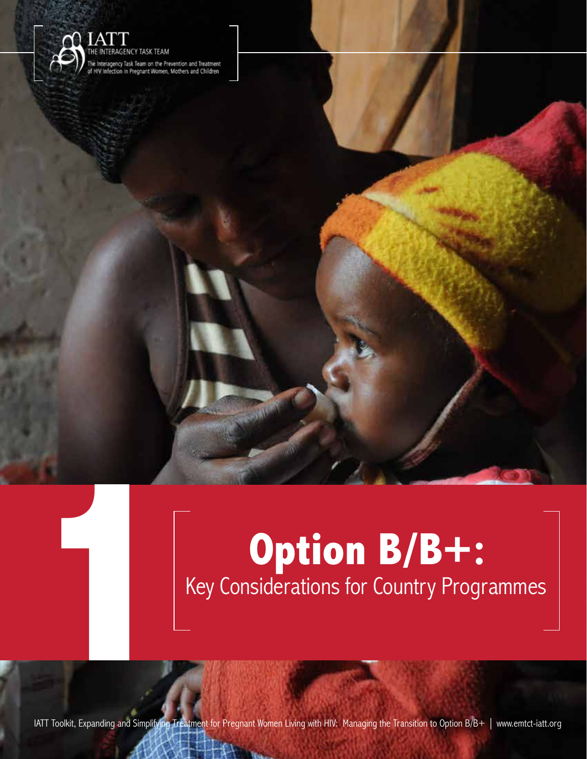IATT
THE INTERAGENCY TASK TEAM
The Interagency Task Team on the Prevention and Treatment of HIV Infection in Pregnant Women, Mothers and Children

1

# Option B/B+:
## Key Considerations for Country Programmes

IATT Toolkit, Expanding and Simplifying Treatment for Pregnant Women Living with HIV: Managing the Transition to Option B/B+ | www.emtct-iatt.org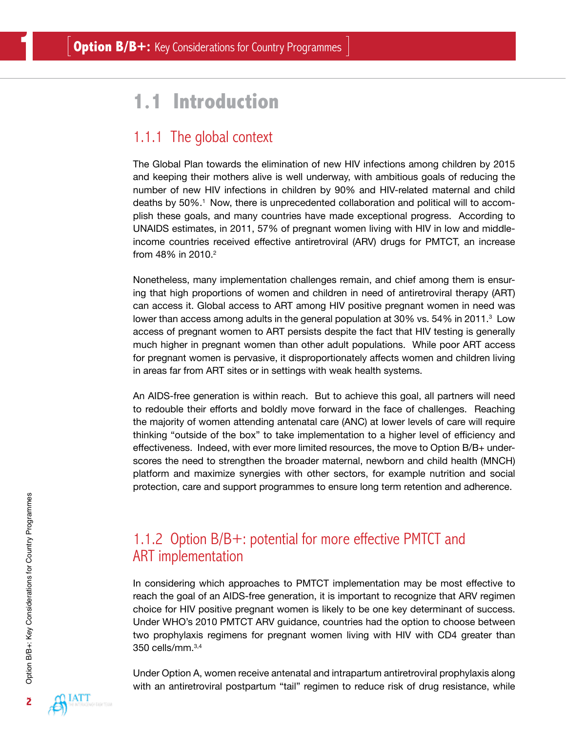## 1.1 Introduction

### 1.1.1 The global context

The Global Plan towards the elimination of new HIV infections among children by 2015 and keeping their mothers alive is well underway, with ambitious goals of reducing the number of new HIV infections in children by 90% and HIV-related maternal and child deaths by 50%.[1] Now, there is unprecedented collaboration and political will to accomplish these goals, and many countries have made exceptional progress. According to UNAIDS estimates, in 2011, 57% of pregnant women living with HIV in low and middle-income countries received effective antiretroviral (ARV) drugs for PMTCT, an increase from 48% in 2010.[2]

Nonetheless, many implementation challenges remain, and chief among them is ensuring that high proportions of women and children in need of antiretroviral therapy (ART) can access it. Global access to ART among HIV positive pregnant women in need was lower than access among adults in the general population at 30% vs. 54% in 2011.[3] Low access of pregnant women to ART persists despite the fact that HIV testing is generally much higher in pregnant women than other adult populations. While poor ART access for pregnant women is pervasive, it disproportionately affects women and children living in areas far from ART sites or in settings with weak health systems.

An AIDS-free generation is within reach. But to achieve this goal, all partners will need to redouble their efforts and boldly move forward in the face of challenges. Reaching the majority of women attending antenatal care (ANC) at lower levels of care will require thinking "outside of the box" to take implementation to a higher level of efficiency and effectiveness. Indeed, with ever more limited resources, the move to Option B/B+ underscores the need to strengthen the broader maternal, newborn and child health (MNCH) platform and maximize synergies with other sectors, for example nutrition and social protection, care and support programmes to ensure long term retention and adherence.

### 1.1.2 Option B/B+: potential for more effective PMTCT and ART implementation

In considering which approaches to PMTCT implementation may be most effective to reach the goal of an AIDS-free generation, it is important to recognize that ARV regimen choice for HIV positive pregnant women is likely to be one key determinant of success. Under WHO's 2010 PMTCT ARV guidance, countries had the option to choose between two prophylaxis regimens for pregnant women living with HIV with CD4 greater than 350 cells/mm.[3,4]

Under Option A, women receive antenatal and intrapartum antiretroviral prophylaxis along with an antiretroviral postpartum "tail" regimen to reduce risk of drug resistance, while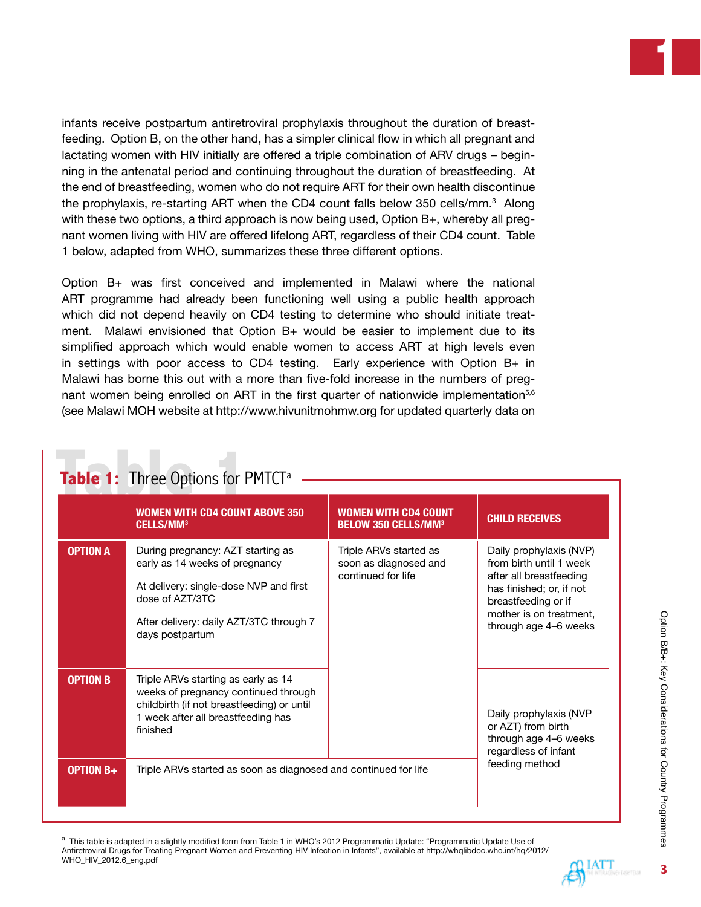infants receive postpartum antiretroviral prophylaxis throughout the duration of breast-feeding. Option B, on the other hand, has a simpler clinical flow in which all pregnant and lactating women with HIV initially are offered a triple combination of ARV drugs – beginning in the antenatal period and continuing throughout the duration of breastfeeding. At the end of breastfeeding, women who do not require ART for their own health discontinue the prophylaxis, re-starting ART when the CD4 count falls below 350 cells/mm.[3] Along with these two options, a third approach is now being used, Option B+, whereby all pregnant women living with HIV are offered lifelong ART, regardless of their CD4 count. Table 1 below, adapted from WHO, summarizes these three different options.

Option B+ was first conceived and implemented in Malawi where the national ART programme had already been functioning well using a public health approach which did not depend heavily on CD4 testing to determine who should initiate treatment. Malawi envisioned that Option B+ would be easier to implement due to its simplified approach which would enable women to access ART at high levels even in settings with poor access to CD4 testing. Early experience with Option B+ in Malawi has borne this out with a more than five-fold increase in the numbers of pregnant women being enrolled on ART in the first quarter of nationwide implementation[5,6] (see Malawi MOH website at http://www.hivunitmohmw.org for updated quarterly data on

**Table 1: Three Options for PMTCT**[a]

| | WOMEN WITH CD4 COUNT ABOVE 350 CELLS/MM³ | WOMEN WITH CD4 COUNT BELOW 350 CELLS/MM³ | CHILD RECEIVES |
|---|---|---|---|
| **OPTION A** | During pregnancy: AZT starting as early as 14 weeks of pregnancy<br><br>At delivery: single-dose NVP and first dose of AZT/3TC<br><br>After delivery: daily AZT/3TC through 7 days postpartum | Triple ARVs started as soon as diagnosed and continued for life | Daily prophylaxis (NVP) from birth until 1 week after all breastfeeding has finished; or, if not breastfeeding or if mother is on treatment, through age 4–6 weeks |
| **OPTION B** | Triple ARVs starting as early as 14 weeks of pregnancy continued through childbirth (if not breastfeeding) or until 1 week after all breastfeeding has finished | Triple ARVs started as soon as diagnosed and continued for life | Daily prophylaxis (NVP or AZT) from birth through age 4–6 weeks regardless of infant feeding method |
| **OPTION B+** | Triple ARVs started as soon as diagnosed and continued for life | | Daily prophylaxis (NVP or AZT) from birth through age 4–6 weeks regardless of infant feeding method |

[a] This table is adapted in a slightly modified form from Table 1 in WHO's 2012 Programmatic Update: "Programmatic Update Use of Antiretroviral Drugs for Treating Pregnant Women and Preventing HIV Infection in Infants", available at http://whqlibdoc.who.int/hq/2012/WHO_HIV_2012.6_eng.pdf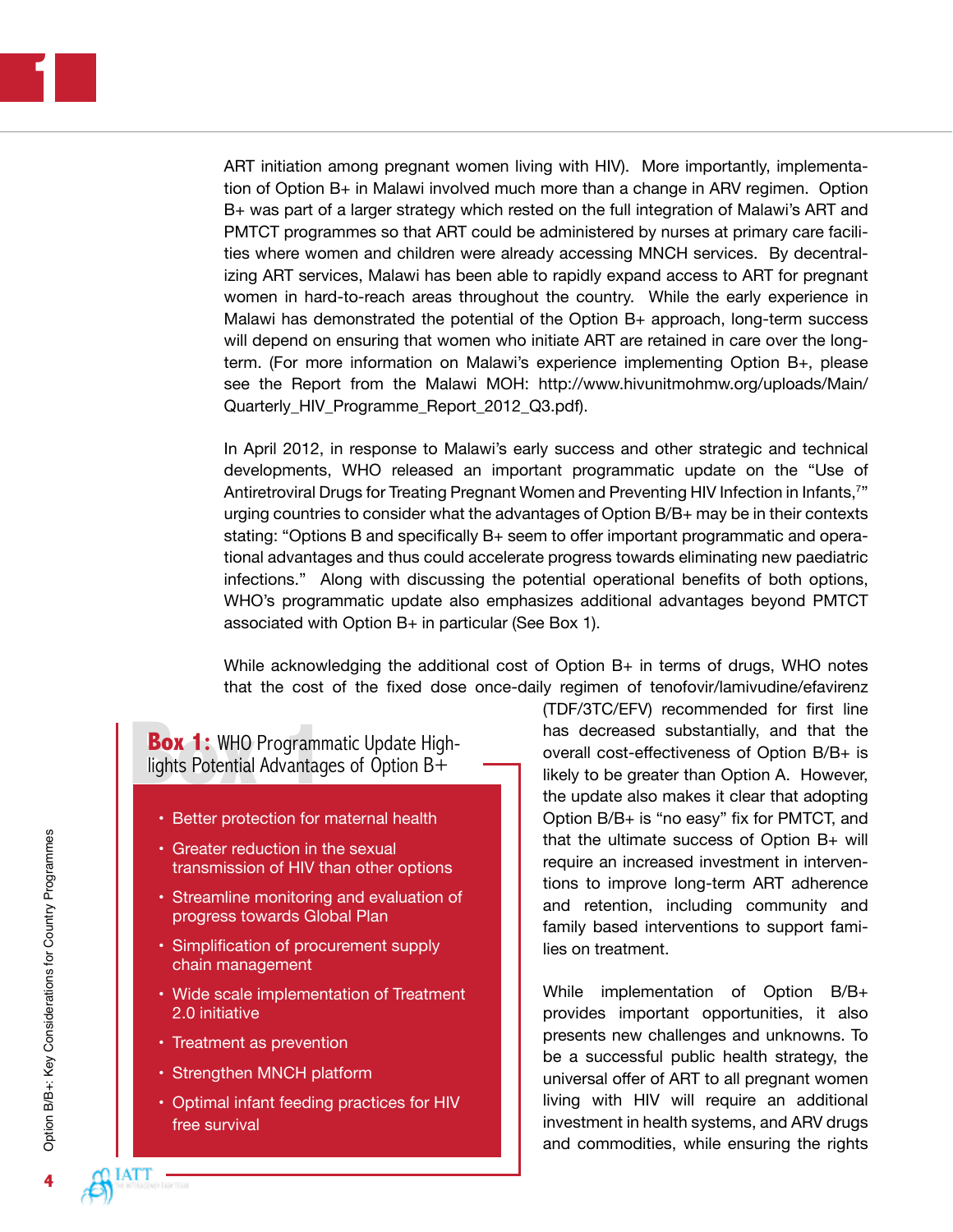ART initiation among pregnant women living with HIV). More importantly, implementation of Option B+ in Malawi involved much more than a change in ARV regimen. Option B+ was part of a larger strategy which rested on the full integration of Malawi's ART and PMTCT programmes so that ART could be administered by nurses at primary care facilities where women and children were already accessing MNCH services. By decentralizing ART services, Malawi has been able to rapidly expand access to ART for pregnant women in hard-to-reach areas throughout the country. While the early experience in Malawi has demonstrated the potential of the Option B+ approach, long-term success will depend on ensuring that women who initiate ART are retained in care over the long-term. (For more information on Malawi's experience implementing Option B+, please see the Report from the Malawi MOH: http://www.hivunitmohmw.org/uploads/Main/Quarterly_HIV_Programme_Report_2012_Q3.pdf).

In April 2012, in response to Malawi's early success and other strategic and technical developments, WHO released an important programmatic update on the "Use of Antiretroviral Drugs for Treating Pregnant Women and Preventing HIV Infection in Infants,[7]" urging countries to consider what the advantages of Option B/B+ may be in their contexts stating: "Options B and specifically B+ seem to offer important programmatic and operational advantages and thus could accelerate progress towards eliminating new paediatric infections." Along with discussing the potential operational benefits of both options, WHO's programmatic update also emphasizes additional advantages beyond PMTCT associated with Option B+ in particular (See Box 1).

While acknowledging the additional cost of Option B+ in terms of drugs, WHO notes that the cost of the fixed dose once-daily regimen of tenofovir/lamivudine/efavirenz (TDF/3TC/EFV) recommended for first line has decreased substantially, and that the overall cost-effectiveness of Option B/B+ is likely to be greater than Option A. However, the update also makes it clear that adopting Option B/B+ is "no easy" fix for PMTCT, and that the ultimate success of Option B+ will require an increased investment in interventions to improve long-term ART adherence and retention, including community and family based interventions to support families on treatment.

While implementation of Option B/B+ provides important opportunities, it also presents new challenges and unknowns. To be a successful public health strategy, the universal offer of ART to all pregnant women living with HIV will require an additional investment in health systems, and ARV drugs and commodities, while ensuring the rights

> **Box 1:** WHO Programmatic Update Highlights Potential Advantages of Option B+
>
> - Better protection for maternal health
> - Greater reduction in the sexual transmission of HIV than other options
> - Streamline monitoring and evaluation of progress towards Global Plan
> - Simplification of procurement supply chain management
> - Wide scale implementation of Treatment 2.0 initiative
> - Treatment as prevention
> - Strengthen MNCH platform
> - Optimal infant feeding practices for HIV free survival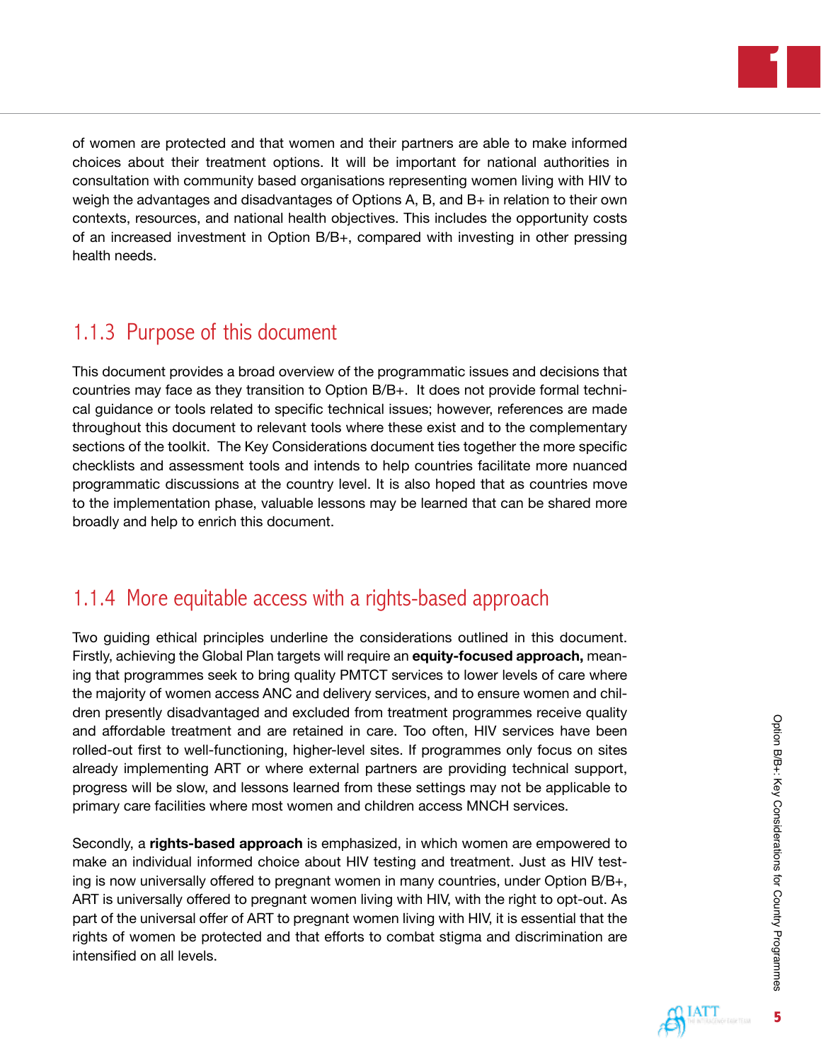of women are protected and that women and their partners are able to make informed choices about their treatment options. It will be important for national authorities in consultation with community based organisations representing women living with HIV to weigh the advantages and disadvantages of Options A, B, and B+ in relation to their own contexts, resources, and national health objectives. This includes the opportunity costs of an increased investment in Option B/B+, compared with investing in other pressing health needs.

### 1.1.3 Purpose of this document

This document provides a broad overview of the programmatic issues and decisions that countries may face as they transition to Option B/B+. It does not provide formal technical guidance or tools related to specific technical issues; however, references are made throughout this document to relevant tools where these exist and to the complementary sections of the toolkit. The Key Considerations document ties together the more specific checklists and assessment tools and intends to help countries facilitate more nuanced programmatic discussions at the country level. It is also hoped that as countries move to the implementation phase, valuable lessons may be learned that can be shared more broadly and help to enrich this document.

### 1.1.4 More equitable access with a rights-based approach

Two guiding ethical principles underline the considerations outlined in this document. Firstly, achieving the Global Plan targets will require an **equity-focused approach,** meaning that programmes seek to bring quality PMTCT services to lower levels of care where the majority of women access ANC and delivery services, and to ensure women and children presently disadvantaged and excluded from treatment programmes receive quality and affordable treatment and are retained in care. Too often, HIV services have been rolled-out first to well-functioning, higher-level sites. If programmes only focus on sites already implementing ART or where external partners are providing technical support, progress will be slow, and lessons learned from these settings may not be applicable to primary care facilities where most women and children access MNCH services.

Secondly, a **rights-based approach** is emphasized, in which women are empowered to make an individual informed choice about HIV testing and treatment. Just as HIV testing is now universally offered to pregnant women in many countries, under Option B/B+, ART is universally offered to pregnant women living with HIV, with the right to opt-out. As part of the universal offer of ART to pregnant women living with HIV, it is essential that the rights of women be protected and that efforts to combat stigma and discrimination are intensified on all levels.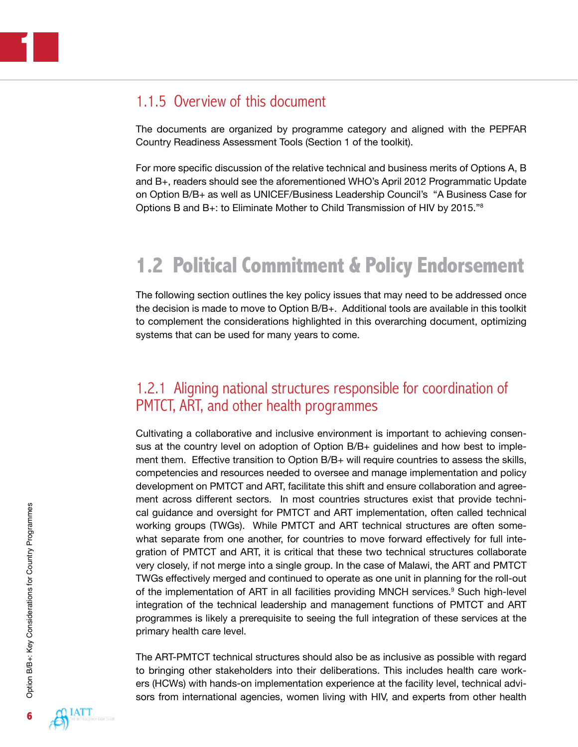### 1.1.5 Overview of this document

The documents are organized by programme category and aligned with the PEPFAR Country Readiness Assessment Tools (Section 1 of the toolkit).

For more specific discussion of the relative technical and business merits of Options A, B and B+, readers should see the aforementioned WHO's April 2012 Programmatic Update on Option B/B+ as well as UNICEF/Business Leadership Council's "A Business Case for Options B and B+: to Eliminate Mother to Child Transmission of HIV by 2015."[8]

## 1.2 Political Commitment & Policy Endorsement

The following section outlines the key policy issues that may need to be addressed once the decision is made to move to Option B/B+. Additional tools are available in this toolkit to complement the considerations highlighted in this overarching document, optimizing systems that can be used for many years to come.

### 1.2.1 Aligning national structures responsible for coordination of PMTCT, ART, and other health programmes

Cultivating a collaborative and inclusive environment is important to achieving consensus at the country level on adoption of Option B/B+ guidelines and how best to implement them. Effective transition to Option B/B+ will require countries to assess the skills, competencies and resources needed to oversee and manage implementation and policy development on PMTCT and ART, facilitate this shift and ensure collaboration and agreement across different sectors. In most countries structures exist that provide technical guidance and oversight for PMTCT and ART implementation, often called technical working groups (TWGs). While PMTCT and ART technical structures are often somewhat separate from one another, for countries to move forward effectively for full integration of PMTCT and ART, it is critical that these two technical structures collaborate very closely, if not merge into a single group. In the case of Malawi, the ART and PMTCT TWGs effectively merged and continued to operate as one unit in planning for the roll-out of the implementation of ART in all facilities providing MNCH services.[9] Such high-level integration of the technical leadership and management functions of PMTCT and ART programmes is likely a prerequisite to seeing the full integration of these services at the primary health care level.

The ART-PMTCT technical structures should also be as inclusive as possible with regard to bringing other stakeholders into their deliberations. This includes health care workers (HCWs) with hands-on implementation experience at the facility level, technical advisors from international agencies, women living with HIV, and experts from other health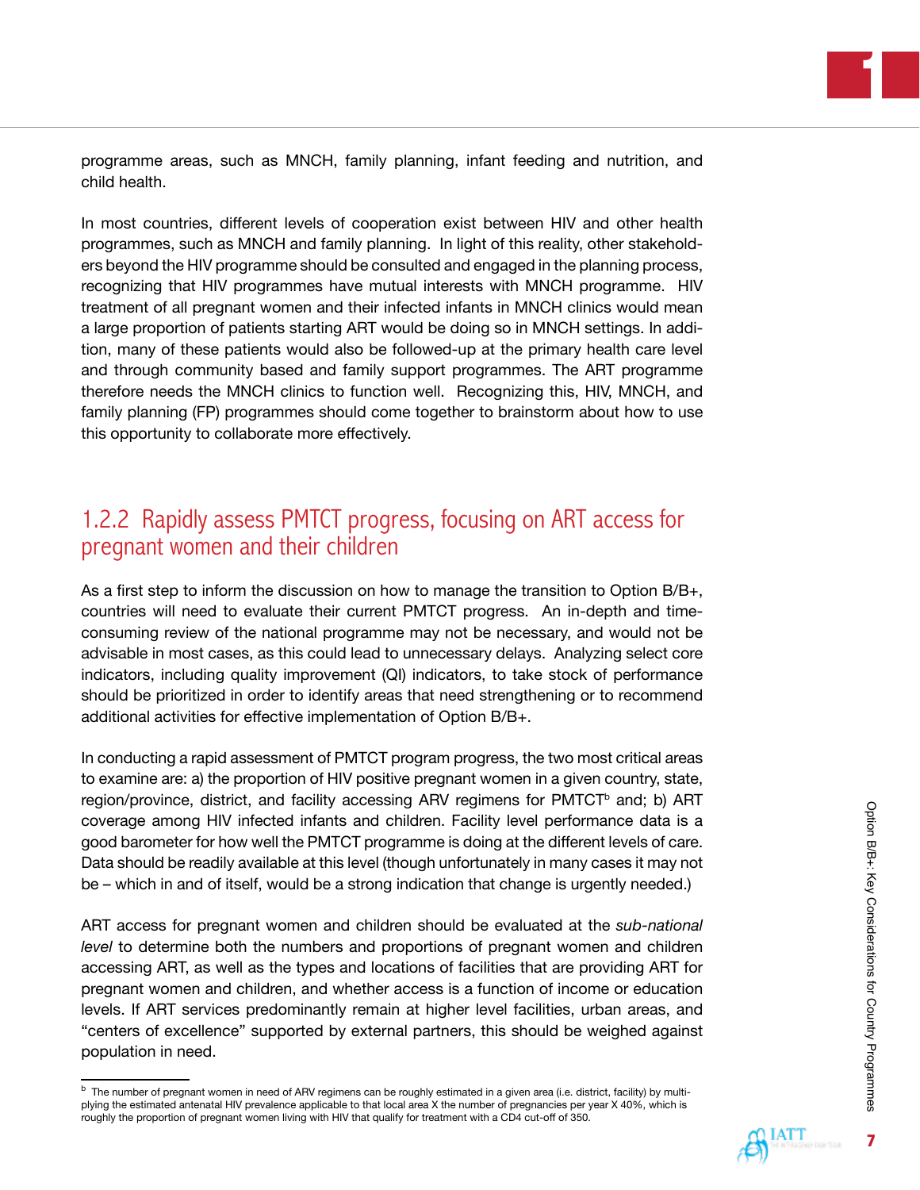programme areas, such as MNCH, family planning, infant feeding and nutrition, and child health.

In most countries, different levels of cooperation exist between HIV and other health programmes, such as MNCH and family planning. In light of this reality, other stakeholders beyond the HIV programme should be consulted and engaged in the planning process, recognizing that HIV programmes have mutual interests with MNCH programme. HIV treatment of all pregnant women and their infected infants in MNCH clinics would mean a large proportion of patients starting ART would be doing so in MNCH settings. In addition, many of these patients would also be followed-up at the primary health care level and through community based and family support programmes. The ART programme therefore needs the MNCH clinics to function well. Recognizing this, HIV, MNCH, and family planning (FP) programmes should come together to brainstorm about how to use this opportunity to collaborate more effectively.

### 1.2.2 Rapidly assess PMTCT progress, focusing on ART access for pregnant women and their children

As a first step to inform the discussion on how to manage the transition to Option B/B+, countries will need to evaluate their current PMTCT progress. An in-depth and time-consuming review of the national programme may not be necessary, and would not be advisable in most cases, as this could lead to unnecessary delays. Analyzing select core indicators, including quality improvement (QI) indicators, to take stock of performance should be prioritized in order to identify areas that need strengthening or to recommend additional activities for effective implementation of Option B/B+.

In conducting a rapid assessment of PMTCT program progress, the two most critical areas to examine are: a) the proportion of HIV positive pregnant women in a given country, state, region/province, district, and facility accessing ARV regimens for PMTCT[b] and; b) ART coverage among HIV infected infants and children. Facility level performance data is a good barometer for how well the PMTCT programme is doing at the different levels of care. Data should be readily available at this level (though unfortunately in many cases it may not be – which in and of itself, would be a strong indication that change is urgently needed.)

ART access for pregnant women and children should be evaluated at the *sub-national level* to determine both the numbers and proportions of pregnant women and children accessing ART, as well as the types and locations of facilities that are providing ART for pregnant women and children, and whether access is a function of income or education levels. If ART services predominantly remain at higher level facilities, urban areas, and "centers of excellence" supported by external partners, this should be weighed against population in need.

---

[b] The number of pregnant women in need of ARV regimens can be roughly estimated in a given area (i.e. district, facility) by multiplying the estimated antenatal HIV prevalence applicable to that local area X the number of pregnancies per year X 40%, which is roughly the proportion of pregnant women living with HIV that qualify for treatment with a CD4 cut-off of 350.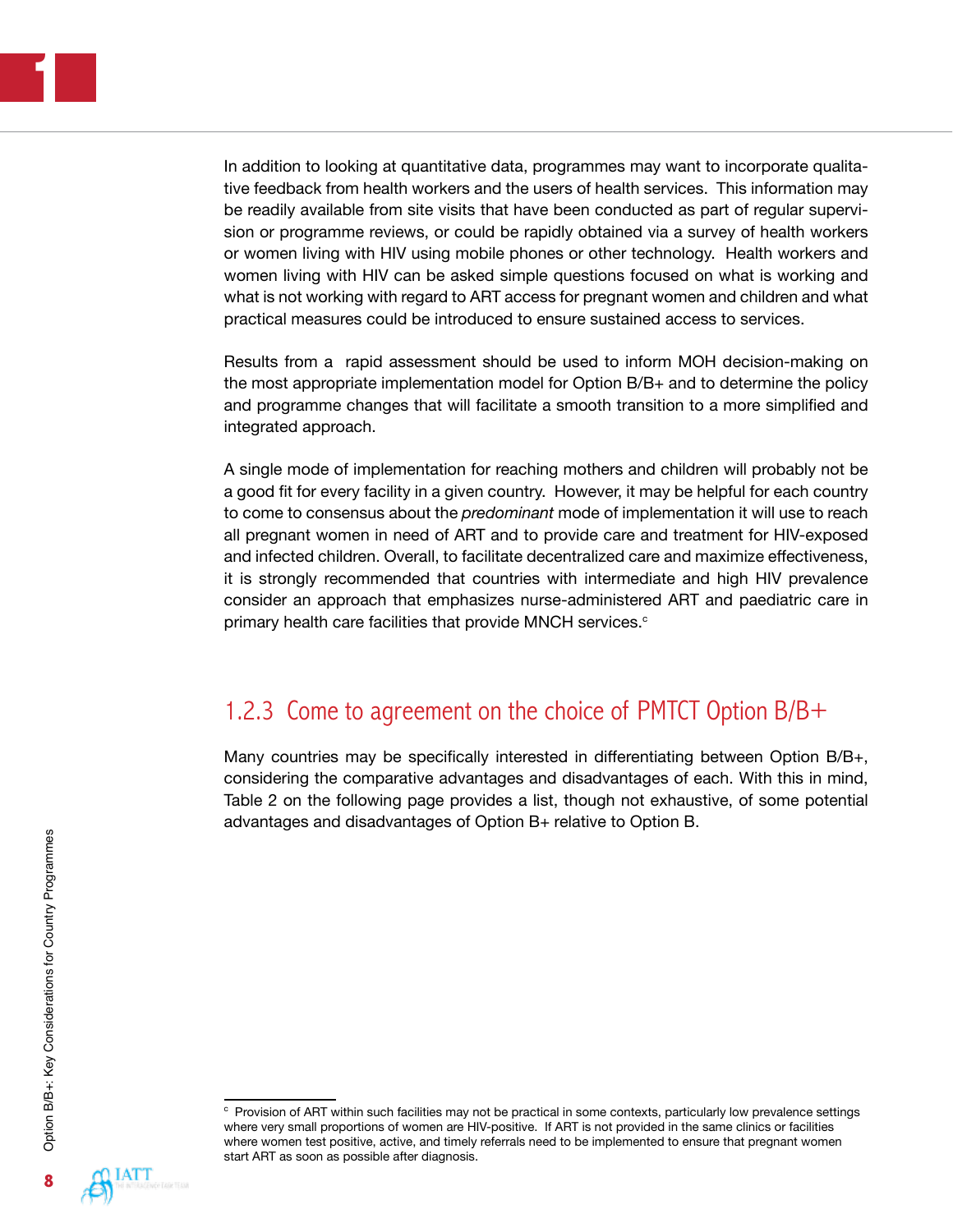In addition to looking at quantitative data, programmes may want to incorporate qualitative feedback from health workers and the users of health services. This information may be readily available from site visits that have been conducted as part of regular supervision or programme reviews, or could be rapidly obtained via a survey of health workers or women living with HIV using mobile phones or other technology. Health workers and women living with HIV can be asked simple questions focused on what is working and what is not working with regard to ART access for pregnant women and children and what practical measures could be introduced to ensure sustained access to services.

Results from a rapid assessment should be used to inform MOH decision-making on the most appropriate implementation model for Option B/B+ and to determine the policy and programme changes that will facilitate a smooth transition to a more simplified and integrated approach.

A single mode of implementation for reaching mothers and children will probably not be a good fit for every facility in a given country. However, it may be helpful for each country to come to consensus about the *predominant* mode of implementation it will use to reach all pregnant women in need of ART and to provide care and treatment for HIV-exposed and infected children. Overall, to facilitate decentralized care and maximize effectiveness, it is strongly recommended that countries with intermediate and high HIV prevalence consider an approach that emphasizes nurse-administered ART and paediatric care in primary health care facilities that provide MNCH services.[c]

### 1.2.3 Come to agreement on the choice of PMTCT Option B/B+

Many countries may be specifically interested in differentiating between Option B/B+, considering the comparative advantages and disadvantages of each. With this in mind, Table 2 on the following page provides a list, though not exhaustive, of some potential advantages and disadvantages of Option B+ relative to Option B.

---

[c] Provision of ART within such facilities may not be practical in some contexts, particularly low prevalence settings where very small proportions of women are HIV-positive. If ART is not provided in the same clinics or facilities where women test positive, active, and timely referrals need to be implemented to ensure that pregnant women start ART as soon as possible after diagnosis.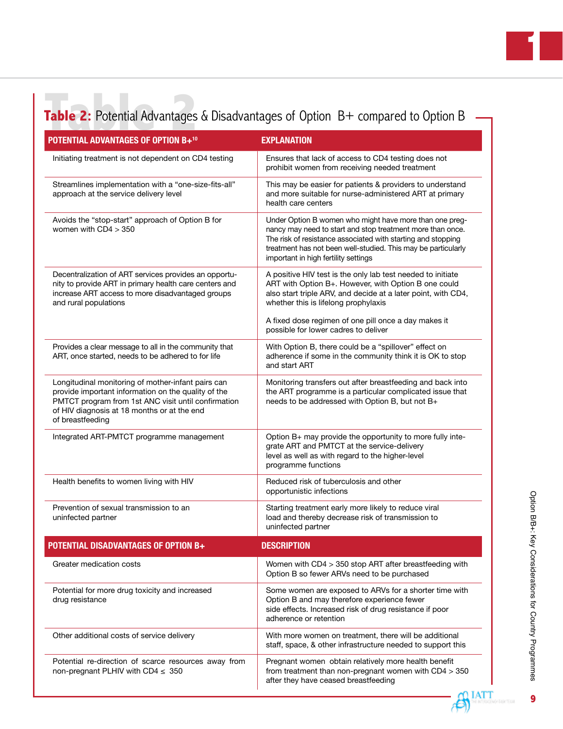## Table 2: Potential Advantages & Disadvantages of Option B+ compared to Option B

| POTENTIAL ADVANTAGES OF OPTION B+[10] | EXPLANATION |
|---|---|
| Initiating treatment is not dependent on CD4 testing | Ensures that lack of access to CD4 testing does not prohibit women from receiving needed treatment |
| Streamlines implementation with a "one-size-fits-all" approach at the service delivery level | This may be easier for patients & providers to understand and more suitable for nurse-administered ART at primary health care centers |
| Avoids the "stop-start" approach of Option B for women with CD4 > 350 | Under Option B women who might have more than one pregnancy may need to start and stop treatment more than once. The risk of resistance associated with starting and stopping treatment has not been well-studied. This may be particularly important in high fertility settings |
| Decentralization of ART services provides an opportunity to provide ART in primary health care centers and increase ART access to more disadvantaged groups and rural populations | A positive HIV test is the only lab test needed to initiate ART with Option B+. However, with Option B one could also start triple ARV, and decide at a later point, with CD4, whether this is lifelong prophylaxis<br><br>A fixed dose regimen of one pill once a day makes it possible for lower cadres to deliver |
| Provides a clear message to all in the community that ART, once started, needs to be adhered to for life | With Option B, there could be a "spillover" effect on adherence if some in the community think it is OK to stop and start ART |
| Longitudinal monitoring of mother-infant pairs can provide important information on the quality of the PMTCT program from 1st ANC visit until confirmation of HIV diagnosis at 18 months or at the end of breastfeeding | Monitoring transfers out after breastfeeding and back into the ART programme is a particular complicated issue that needs to be addressed with Option B, but not B+ |
| Integrated ART-PMTCT programme management | Option B+ may provide the opportunity to more fully integrate ART and PMTCT at the service-delivery level as well as with regard to the higher-level programme functions |
| Health benefits to women living with HIV | Reduced risk of tuberculosis and other opportunistic infections |
| Prevention of sexual transmission to an uninfected partner | Starting treatment early more likely to reduce viral load and thereby decrease risk of transmission to uninfected partner |
| **POTENTIAL DISADVANTAGES OF OPTION B+** | **DESCRIPTION** |
| Greater medication costs | Women with CD4 > 350 stop ART after breastfeeding with Option B so fewer ARVs need to be purchased |
| Potential for more drug toxicity and increased drug resistance | Some women are exposed to ARVs for a shorter time with Option B and may therefore experience fewer side effects. Increased risk of drug resistance if poor adherence or retention |
| Other additional costs of service delivery | With more women on treatment, there will be additional staff, space, & other infrastructure needed to support this |
| Potential re-direction of scarce resources away from non-pregnant PLHIV with CD4 ≤ 350 | Pregnant women obtain relatively more health benefit from treatment than non-pregnant women with CD4 > 350 after they have ceased breastfeeding |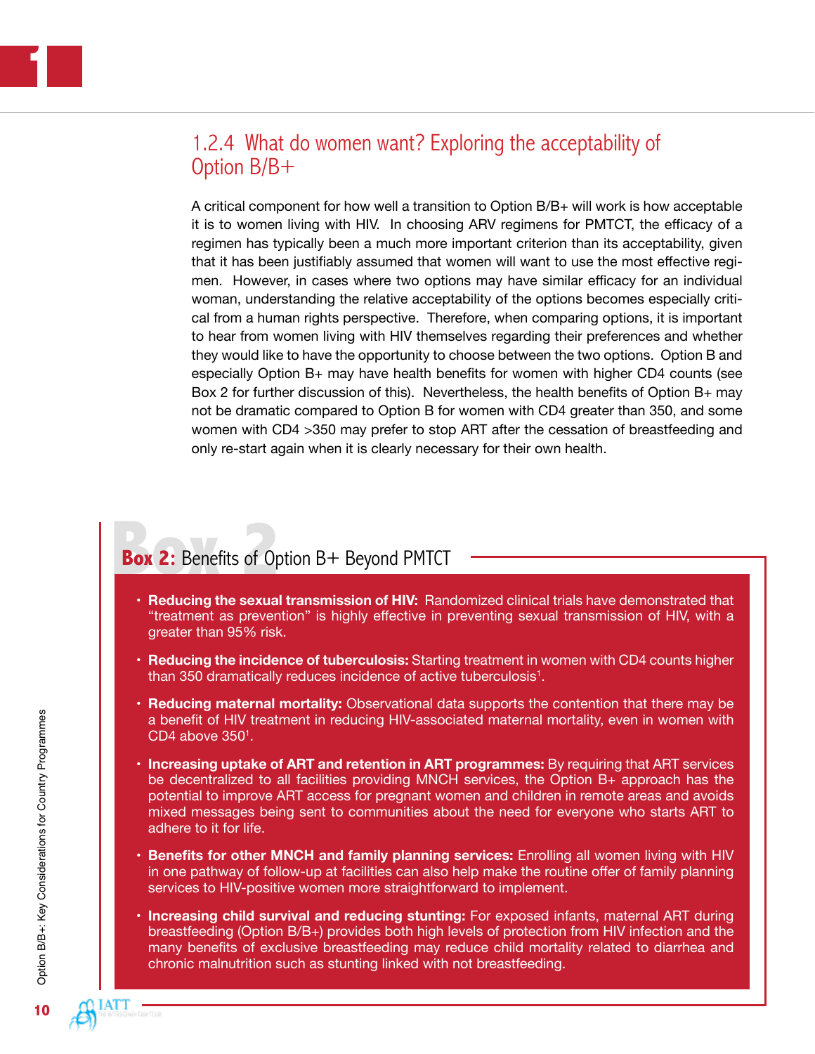### 1.2.4 What do women want? Exploring the acceptability of Option B/B+

A critical component for how well a transition to Option B/B+ will work is how acceptable it is to women living with HIV. In choosing ARV regimens for PMTCT, the efficacy of a regimen has typically been a much more important criterion than its acceptability, given that it has been justifiably assumed that women will want to use the most effective regimen. However, in cases where two options may have similar efficacy for an individual woman, understanding the relative acceptability of the options becomes especially critical from a human rights perspective. Therefore, when comparing options, it is important to hear from women living with HIV themselves regarding their preferences and whether they would like to have the opportunity to choose between the two options. Option B and especially Option B+ may have health benefits for women with higher CD4 counts (see Box 2 for further discussion of this). Nevertheless, the health benefits of Option B+ may not be dramatic compared to Option B for women with CD4 greater than 350, and some women with CD4 >350 may prefer to stop ART after the cessation of breastfeeding and only re-start again when it is clearly necessary for their own health.

**Box 2:** Benefits of Option B+ Beyond PMTCT

- **Reducing the sexual transmission of HIV:** Randomized clinical trials have demonstrated that "treatment as prevention" is highly effective in preventing sexual transmission of HIV, with a greater than 95% risk.
- **Reducing the incidence of tuberculosis:** Starting treatment in women with CD4 counts higher than 350 dramatically reduces incidence of active tuberculosis[1].
- **Reducing maternal mortality:** Observational data supports the contention that there may be a benefit of HIV treatment in reducing HIV-associated maternal mortality, even in women with CD4 above 350[1].
- **Increasing uptake of ART and retention in ART programmes:** By requiring that ART services be decentralized to all facilities providing MNCH services, the Option B+ approach has the potential to improve ART access for pregnant women and children in remote areas and avoids mixed messages being sent to communities about the need for everyone who starts ART to adhere to it for life.
- **Benefits for other MNCH and family planning services:** Enrolling all women living with HIV in one pathway of follow-up at facilities can also help make the routine offer of family planning services to HIV-positive women more straightforward to implement.
- **Increasing child survival and reducing stunting:** For exposed infants, maternal ART during breastfeeding (Option B/B+) provides both high levels of protection from HIV infection and the many benefits of exclusive breastfeeding may reduce child mortality related to diarrhea and chronic malnutrition such as stunting linked with not breastfeeding.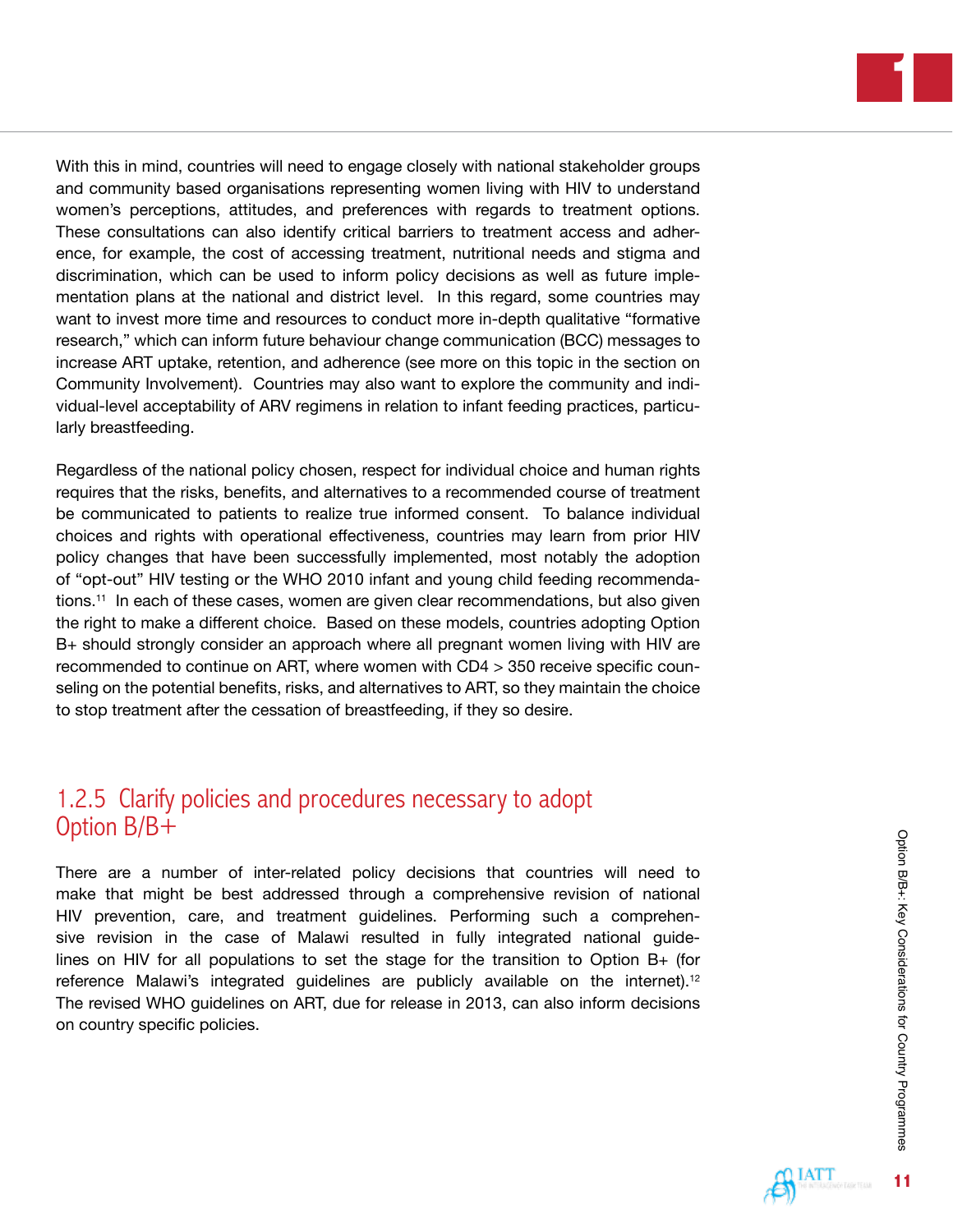With this in mind, countries will need to engage closely with national stakeholder groups and community based organisations representing women living with HIV to understand women's perceptions, attitudes, and preferences with regards to treatment options. These consultations can also identify critical barriers to treatment access and adherence, for example, the cost of accessing treatment, nutritional needs and stigma and discrimination, which can be used to inform policy decisions as well as future implementation plans at the national and district level. In this regard, some countries may want to invest more time and resources to conduct more in-depth qualitative "formative research," which can inform future behaviour change communication (BCC) messages to increase ART uptake, retention, and adherence (see more on this topic in the section on Community Involvement). Countries may also want to explore the community and individual-level acceptability of ARV regimens in relation to infant feeding practices, particularly breastfeeding.

Regardless of the national policy chosen, respect for individual choice and human rights requires that the risks, benefits, and alternatives to a recommended course of treatment be communicated to patients to realize true informed consent. To balance individual choices and rights with operational effectiveness, countries may learn from prior HIV policy changes that have been successfully implemented, most notably the adoption of "opt-out" HIV testing or the WHO 2010 infant and young child feeding recommendations.[11] In each of these cases, women are given clear recommendations, but also given the right to make a different choice. Based on these models, countries adopting Option B+ should strongly consider an approach where all pregnant women living with HIV are recommended to continue on ART, where women with CD4 > 350 receive specific counseling on the potential benefits, risks, and alternatives to ART, so they maintain the choice to stop treatment after the cessation of breastfeeding, if they so desire.

### 1.2.5 Clarify policies and procedures necessary to adopt Option B/B+

There are a number of inter-related policy decisions that countries will need to make that might be best addressed through a comprehensive revision of national HIV prevention, care, and treatment guidelines. Performing such a comprehensive revision in the case of Malawi resulted in fully integrated national guidelines on HIV for all populations to set the stage for the transition to Option B+ (for reference Malawi's integrated guidelines are publicly available on the internet).[12] The revised WHO guidelines on ART, due for release in 2013, can also inform decisions on country specific policies.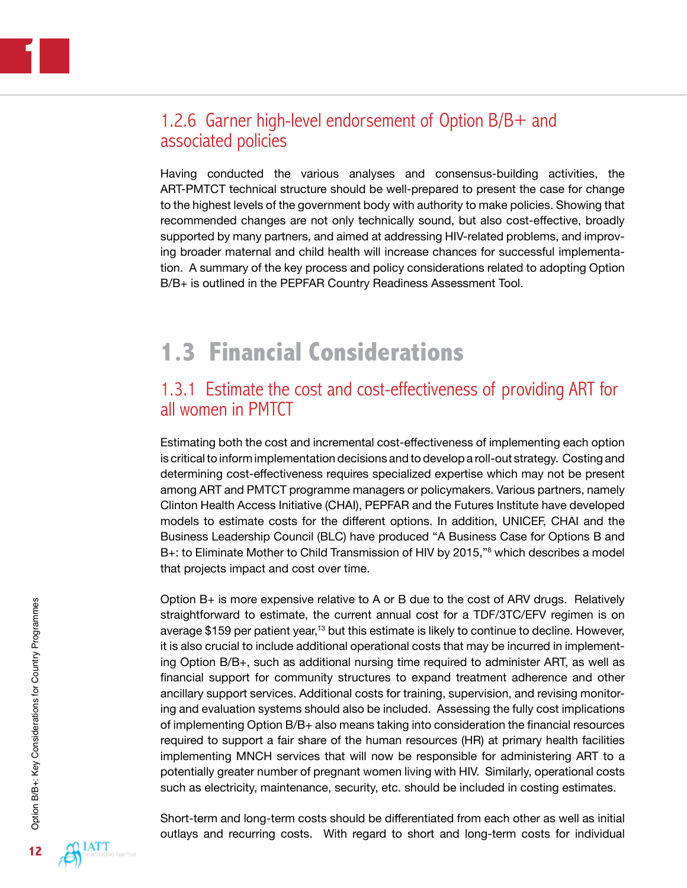### 1.2.6 Garner high-level endorsement of Option B/B+ and associated policies

Having conducted the various analyses and consensus-building activities, the ART-PMTCT technical structure should be well-prepared to present the case for change to the highest levels of the government body with authority to make policies. Showing that recommended changes are not only technically sound, but also cost-effective, broadly supported by many partners, and aimed at addressing HIV-related problems, and improving broader maternal and child health will increase chances for successful implementation. A summary of the key process and policy considerations related to adopting Option B/B+ is outlined in the PEPFAR Country Readiness Assessment Tool.

## 1.3 Financial Considerations

### 1.3.1 Estimate the cost and cost-effectiveness of providing ART for all women in PMTCT

Estimating both the cost and incremental cost-effectiveness of implementing each option is critical to inform implementation decisions and to develop a roll-out strategy. Costing and determining cost-effectiveness requires specialized expertise which may not be present among ART and PMTCT programme managers or policymakers. Various partners, namely Clinton Health Access Initiative (CHAI), PEPFAR and the Futures Institute have developed models to estimate costs for the different options. In addition, UNICEF, CHAI and the Business Leadership Council (BLC) have produced "A Business Case for Options B and B+: to Eliminate Mother to Child Transmission of HIV by 2015,"[8] which describes a model that projects impact and cost over time.

Option B+ is more expensive relative to A or B due to the cost of ARV drugs. Relatively straightforward to estimate, the current annual cost for a TDF/3TC/EFV regimen is on average $159 per patient year,[13] but this estimate is likely to continue to decline. However, it is also crucial to include additional operational costs that may be incurred in implementing Option B/B+, such as additional nursing time required to administer ART, as well as financial support for community structures to expand treatment adherence and other ancillary support services. Additional costs for training, supervision, and revising monitoring and evaluation systems should also be included. Assessing the fully cost implications of implementing Option B/B+ also means taking into consideration the financial resources required to support a fair share of the human resources (HR) at primary health facilities implementing MNCH services that will now be responsible for administering ART to a potentially greater number of pregnant women living with HIV. Similarly, operational costs such as electricity, maintenance, security, etc. should be included in costing estimates.

Short-term and long-term costs should be differentiated from each other as well as initial outlays and recurring costs. With regard to short and long-term costs for individual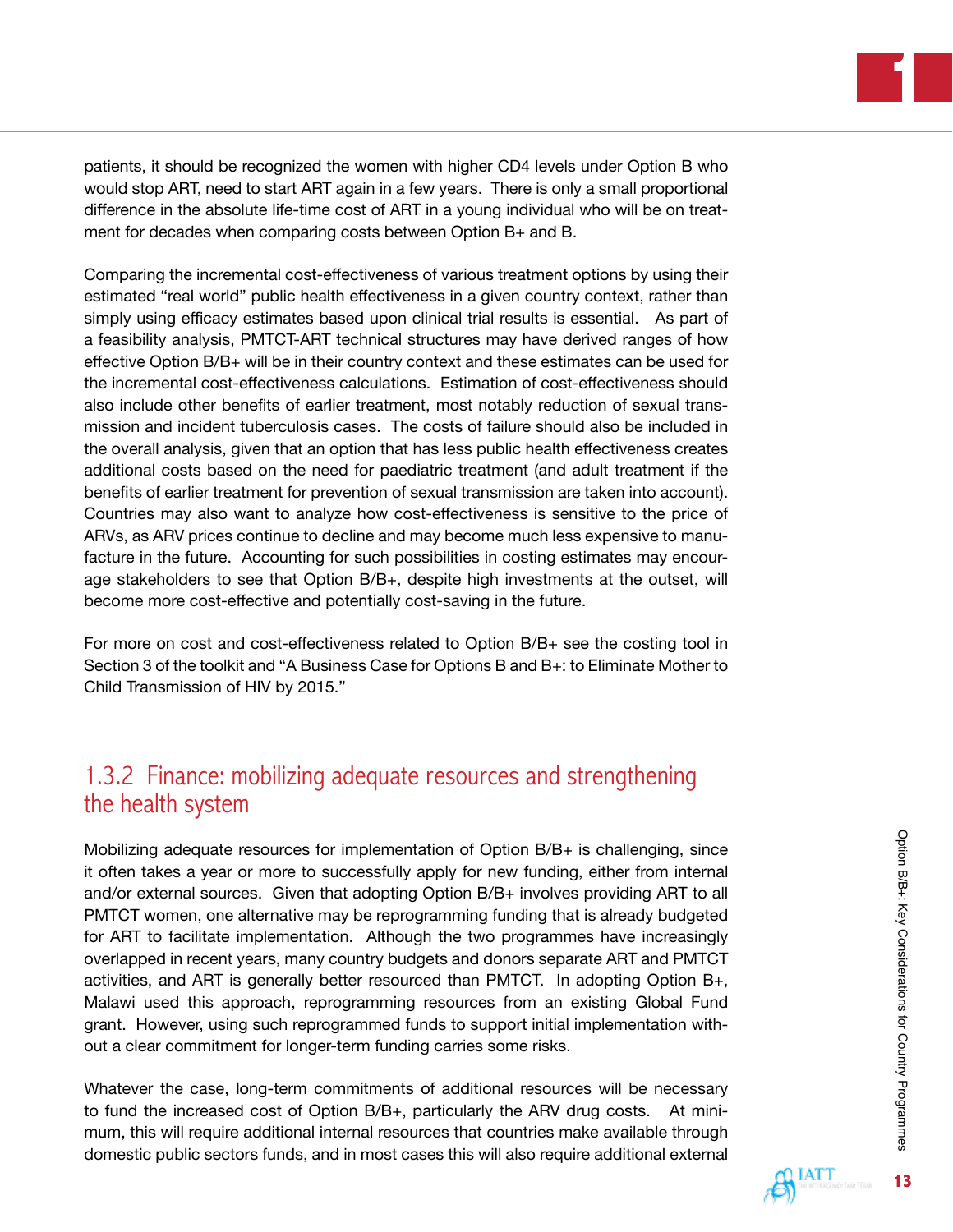patients, it should be recognized the women with higher CD4 levels under Option B who would stop ART, need to start ART again in a few years. There is only a small proportional difference in the absolute life-time cost of ART in a young individual who will be on treatment for decades when comparing costs between Option B+ and B.

Comparing the incremental cost-effectiveness of various treatment options by using their estimated "real world" public health effectiveness in a given country context, rather than simply using efficacy estimates based upon clinical trial results is essential. As part of a feasibility analysis, PMTCT-ART technical structures may have derived ranges of how effective Option B/B+ will be in their country context and these estimates can be used for the incremental cost-effectiveness calculations. Estimation of cost-effectiveness should also include other benefits of earlier treatment, most notably reduction of sexual transmission and incident tuberculosis cases. The costs of failure should also be included in the overall analysis, given that an option that has less public health effectiveness creates additional costs based on the need for paediatric treatment (and adult treatment if the benefits of earlier treatment for prevention of sexual transmission are taken into account). Countries may also want to analyze how cost-effectiveness is sensitive to the price of ARVs, as ARV prices continue to decline and may become much less expensive to manufacture in the future. Accounting for such possibilities in costing estimates may encourage stakeholders to see that Option B/B+, despite high investments at the outset, will become more cost-effective and potentially cost-saving in the future.

For more on cost and cost-effectiveness related to Option B/B+ see the costing tool in Section 3 of the toolkit and "A Business Case for Options B and B+: to Eliminate Mother to Child Transmission of HIV by 2015."

### 1.3.2 Finance: mobilizing adequate resources and strengthening the health system

Mobilizing adequate resources for implementation of Option B/B+ is challenging, since it often takes a year or more to successfully apply for new funding, either from internal and/or external sources. Given that adopting Option B/B+ involves providing ART to all PMTCT women, one alternative may be reprogramming funding that is already budgeted for ART to facilitate implementation. Although the two programmes have increasingly overlapped in recent years, many country budgets and donors separate ART and PMTCT activities, and ART is generally better resourced than PMTCT. In adopting Option B+, Malawi used this approach, reprogramming resources from an existing Global Fund grant. However, using such reprogrammed funds to support initial implementation without a clear commitment for longer-term funding carries some risks.

Whatever the case, long-term commitments of additional resources will be necessary to fund the increased cost of Option B/B+, particularly the ARV drug costs. At minimum, this will require additional internal resources that countries make available through domestic public sectors funds, and in most cases this will also require additional external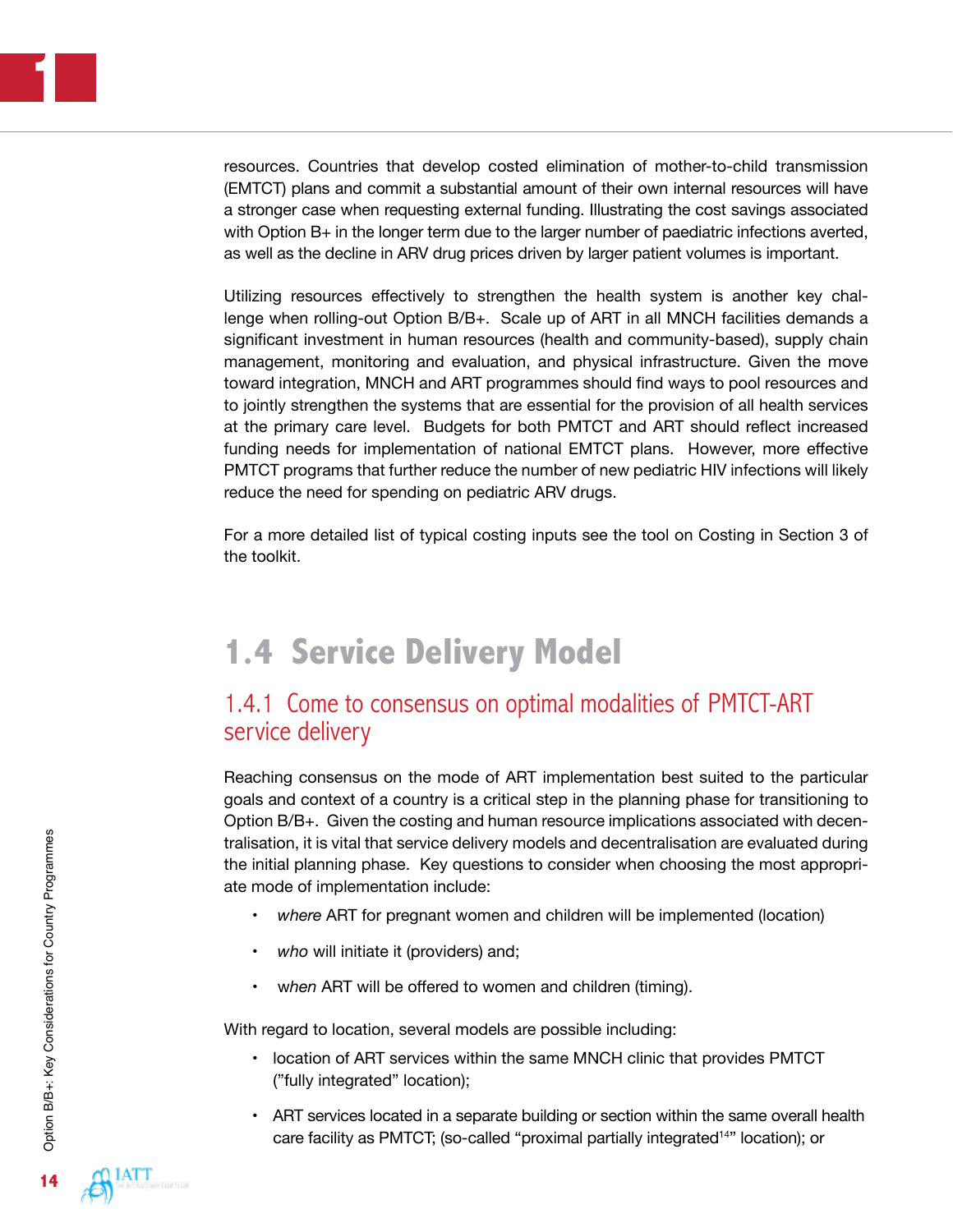resources. Countries that develop costed elimination of mother-to-child transmission (EMTCT) plans and commit a substantial amount of their own internal resources will have a stronger case when requesting external funding. Illustrating the cost savings associated with Option B+ in the longer term due to the larger number of paediatric infections averted, as well as the decline in ARV drug prices driven by larger patient volumes is important.

Utilizing resources effectively to strengthen the health system is another key challenge when rolling-out Option B/B+. Scale up of ART in all MNCH facilities demands a significant investment in human resources (health and community-based), supply chain management, monitoring and evaluation, and physical infrastructure. Given the move toward integration, MNCH and ART programmes should find ways to pool resources and to jointly strengthen the systems that are essential for the provision of all health services at the primary care level. Budgets for both PMTCT and ART should reflect increased funding needs for implementation of national EMTCT plans. However, more effective PMTCT programs that further reduce the number of new pediatric HIV infections will likely reduce the need for spending on pediatric ARV drugs.

For a more detailed list of typical costing inputs see the tool on Costing in Section 3 of the toolkit.

## 1.4 Service Delivery Model

### 1.4.1 Come to consensus on optimal modalities of PMTCT-ART service delivery

Reaching consensus on the mode of ART implementation best suited to the particular goals and context of a country is a critical step in the planning phase for transitioning to Option B/B+. Given the costing and human resource implications associated with decentralisation, it is vital that service delivery models and decentralisation are evaluated during the initial planning phase. Key questions to consider when choosing the most appropriate mode of implementation include:

- *where* ART for pregnant women and children will be implemented (location)
- *who* will initiate it (providers) and;
- *when* ART will be offered to women and children (timing).

With regard to location, several models are possible including:

- location of ART services within the same MNCH clinic that provides PMTCT ("fully integrated" location);
- ART services located in a separate building or section within the same overall health care facility as PMTCT; (so-called "proximal partially integrated[14]" location); or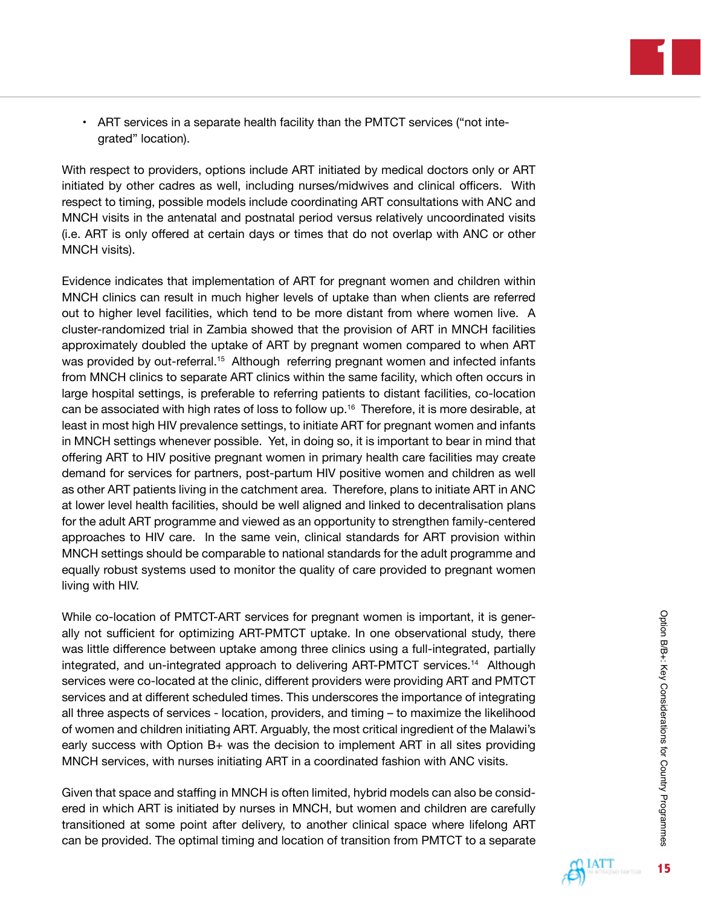- ART services in a separate health facility than the PMTCT services ("not integrated" location).

With respect to providers, options include ART initiated by medical doctors only or ART initiated by other cadres as well, including nurses/midwives and clinical officers. With respect to timing, possible models include coordinating ART consultations with ANC and MNCH visits in the antenatal and postnatal period versus relatively uncoordinated visits (i.e. ART is only offered at certain days or times that do not overlap with ANC or other MNCH visits).

Evidence indicates that implementation of ART for pregnant women and children within MNCH clinics can result in much higher levels of uptake than when clients are referred out to higher level facilities, which tend to be more distant from where women live. A cluster-randomized trial in Zambia showed that the provision of ART in MNCH facilities approximately doubled the uptake of ART by pregnant women compared to when ART was provided by out-referral.[15] Although referring pregnant women and infected infants from MNCH clinics to separate ART clinics within the same facility, which often occurs in large hospital settings, is preferable to referring patients to distant facilities, co-location can be associated with high rates of loss to follow up.[16] Therefore, it is more desirable, at least in most high HIV prevalence settings, to initiate ART for pregnant women and infants in MNCH settings whenever possible. Yet, in doing so, it is important to bear in mind that offering ART to HIV positive pregnant women in primary health care facilities may create demand for services for partners, post-partum HIV positive women and children as well as other ART patients living in the catchment area. Therefore, plans to initiate ART in ANC at lower level health facilities, should be well aligned and linked to decentralisation plans for the adult ART programme and viewed as an opportunity to strengthen family-centered approaches to HIV care. In the same vein, clinical standards for ART provision within MNCH settings should be comparable to national standards for the adult programme and equally robust systems used to monitor the quality of care provided to pregnant women living with HIV.

While co-location of PMTCT-ART services for pregnant women is important, it is generally not sufficient for optimizing ART-PMTCT uptake. In one observational study, there was little difference between uptake among three clinics using a full-integrated, partially integrated, and un-integrated approach to delivering ART-PMTCT services.[14] Although services were co-located at the clinic, different providers were providing ART and PMTCT services and at different scheduled times. This underscores the importance of integrating all three aspects of services - location, providers, and timing – to maximize the likelihood of women and children initiating ART. Arguably, the most critical ingredient of the Malawi's early success with Option B+ was the decision to implement ART in all sites providing MNCH services, with nurses initiating ART in a coordinated fashion with ANC visits.

Given that space and staffing in MNCH is often limited, hybrid models can also be considered in which ART is initiated by nurses in MNCH, but women and children are carefully transitioned at some point after delivery, to another clinical space where lifelong ART can be provided. The optimal timing and location of transition from PMTCT to a separate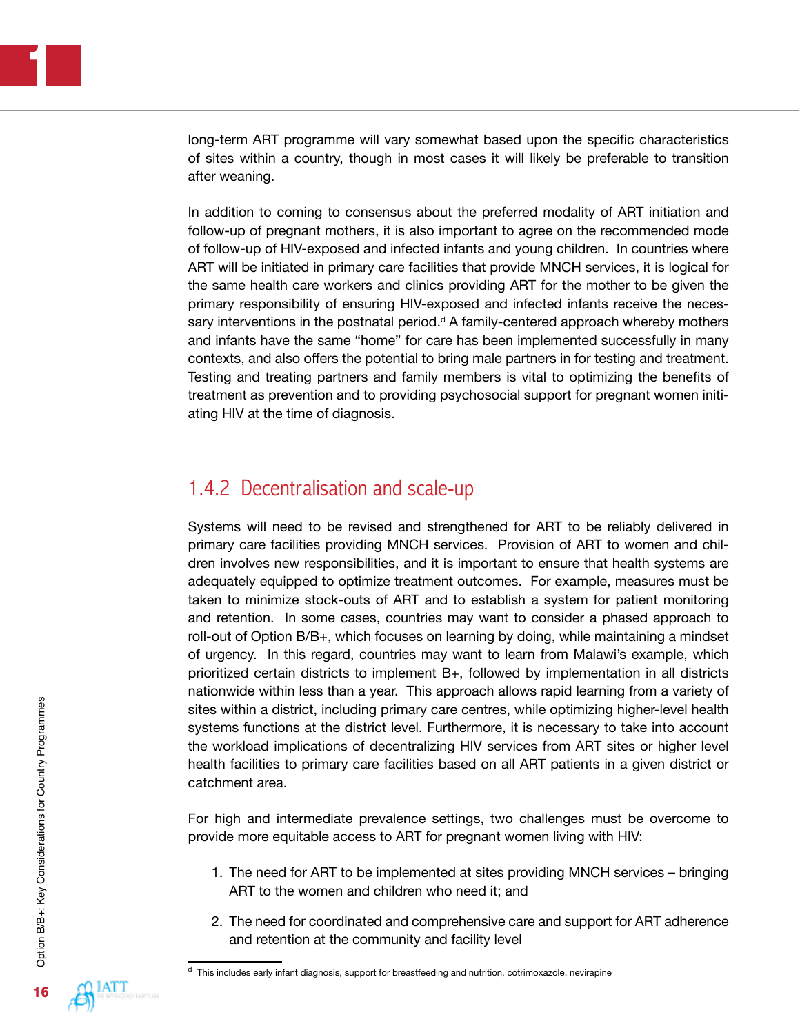long-term ART programme will vary somewhat based upon the specific characteristics of sites within a country, though in most cases it will likely be preferable to transition after weaning.

In addition to coming to consensus about the preferred modality of ART initiation and follow-up of pregnant mothers, it is also important to agree on the recommended mode of follow-up of HIV-exposed and infected infants and young children. In countries where ART will be initiated in primary care facilities that provide MNCH services, it is logical for the same health care workers and clinics providing ART for the mother to be given the primary responsibility of ensuring HIV-exposed and infected infants receive the necessary interventions in the postnatal period.[d] A family-centered approach whereby mothers and infants have the same "home" for care has been implemented successfully in many contexts, and also offers the potential to bring male partners in for testing and treatment. Testing and treating partners and family members is vital to optimizing the benefits of treatment as prevention and to providing psychosocial support for pregnant women initiating HIV at the time of diagnosis.

### 1.4.2 Decentralisation and scale-up

Systems will need to be revised and strengthened for ART to be reliably delivered in primary care facilities providing MNCH services. Provision of ART to women and children involves new responsibilities, and it is important to ensure that health systems are adequately equipped to optimize treatment outcomes. For example, measures must be taken to minimize stock-outs of ART and to establish a system for patient monitoring and retention. In some cases, countries may want to consider a phased approach to roll-out of Option B/B+, which focuses on learning by doing, while maintaining a mindset of urgency. In this regard, countries may want to learn from Malawi's example, which prioritized certain districts to implement B+, followed by implementation in all districts nationwide within less than a year. This approach allows rapid learning from a variety of sites within a district, including primary care centres, while optimizing higher-level health systems functions at the district level. Furthermore, it is necessary to take into account the workload implications of decentralizing HIV services from ART sites or higher level health facilities to primary care facilities based on all ART patients in a given district or catchment area.

For high and intermediate prevalence settings, two challenges must be overcome to provide more equitable access to ART for pregnant women living with HIV:

1. The need for ART to be implemented at sites providing MNCH services – bringing ART to the women and children who need it; and
2. The need for coordinated and comprehensive care and support for ART adherence and retention at the community and facility level

---

[d] This includes early infant diagnosis, support for breastfeeding and nutrition, cotrimoxazole, nevirapine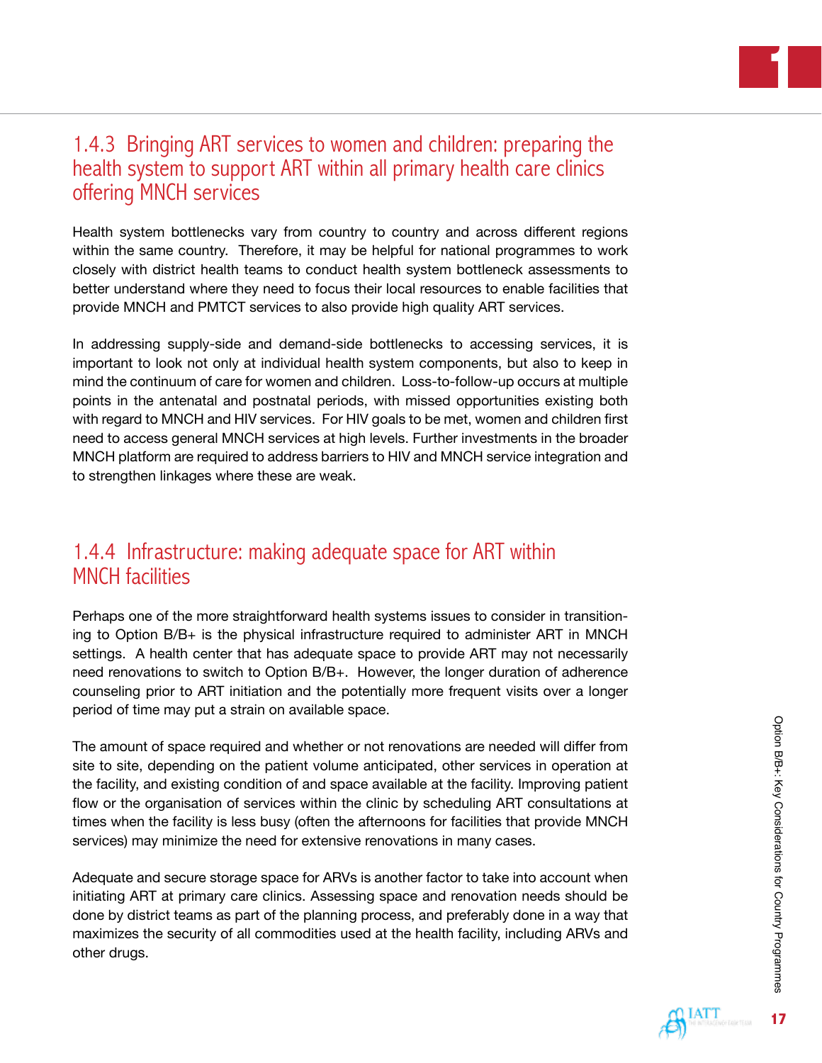### 1.4.3 Bringing ART services to women and children: preparing the health system to support ART within all primary health care clinics offering MNCH services

Health system bottlenecks vary from country to country and across different regions within the same country. Therefore, it may be helpful for national programmes to work closely with district health teams to conduct health system bottleneck assessments to better understand where they need to focus their local resources to enable facilities that provide MNCH and PMTCT services to also provide high quality ART services.

In addressing supply-side and demand-side bottlenecks to accessing services, it is important to look not only at individual health system components, but also to keep in mind the continuum of care for women and children. Loss-to-follow-up occurs at multiple points in the antenatal and postnatal periods, with missed opportunities existing both with regard to MNCH and HIV services. For HIV goals to be met, women and children first need to access general MNCH services at high levels. Further investments in the broader MNCH platform are required to address barriers to HIV and MNCH service integration and to strengthen linkages where these are weak.

### 1.4.4 Infrastructure: making adequate space for ART within MNCH facilities

Perhaps one of the more straightforward health systems issues to consider in transitioning to Option B/B+ is the physical infrastructure required to administer ART in MNCH settings. A health center that has adequate space to provide ART may not necessarily need renovations to switch to Option B/B+. However, the longer duration of adherence counseling prior to ART initiation and the potentially more frequent visits over a longer period of time may put a strain on available space.

The amount of space required and whether or not renovations are needed will differ from site to site, depending on the patient volume anticipated, other services in operation at the facility, and existing condition of and space available at the facility. Improving patient flow or the organisation of services within the clinic by scheduling ART consultations at times when the facility is less busy (often the afternoons for facilities that provide MNCH services) may minimize the need for extensive renovations in many cases.

Adequate and secure storage space for ARVs is another factor to take into account when initiating ART at primary care clinics. Assessing space and renovation needs should be done by district teams as part of the planning process, and preferably done in a way that maximizes the security of all commodities used at the health facility, including ARVs and other drugs.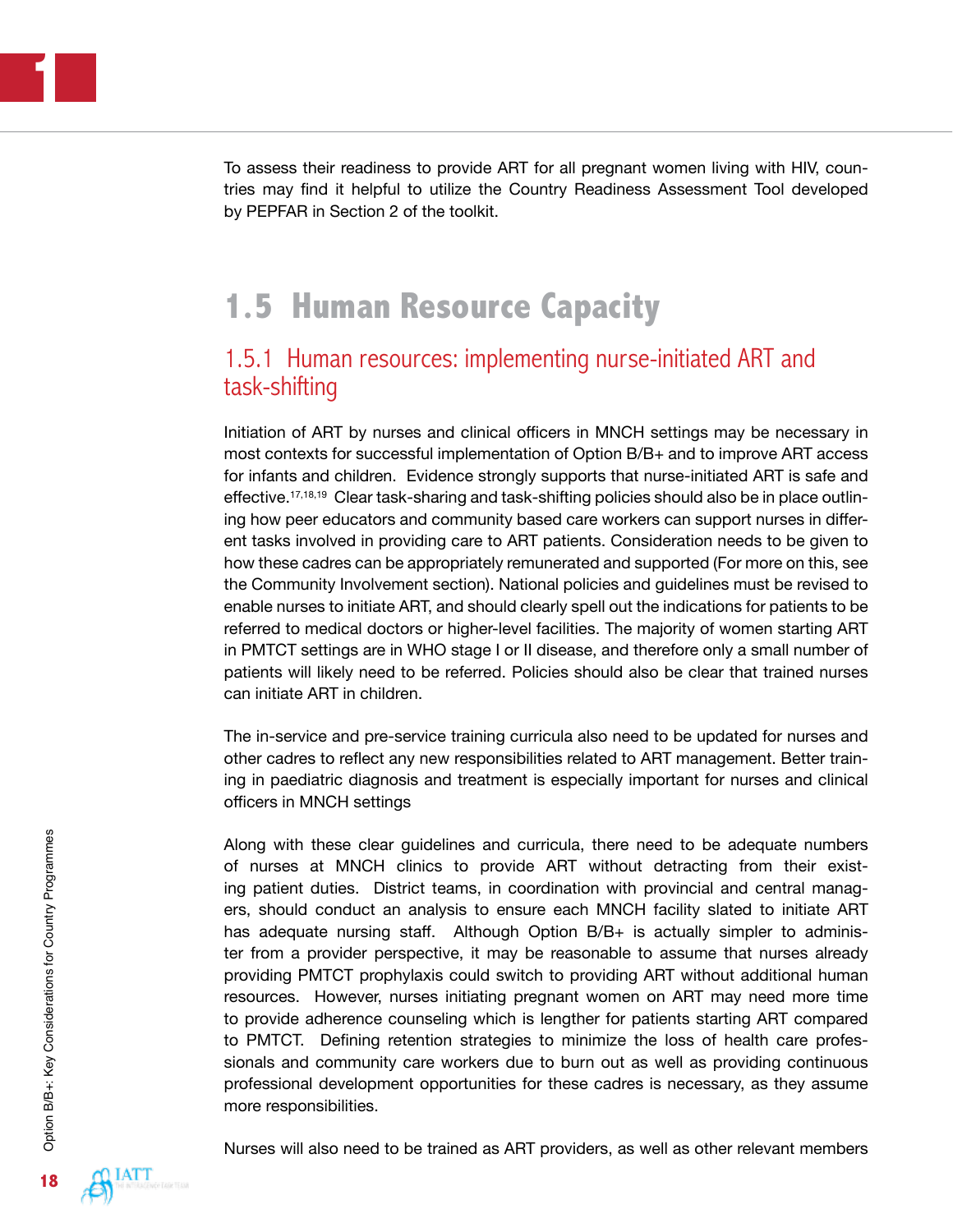To assess their readiness to provide ART for all pregnant women living with HIV, countries may find it helpful to utilize the Country Readiness Assessment Tool developed by PEPFAR in Section 2 of the toolkit.

## 1.5 Human Resource Capacity

### 1.5.1 Human resources: implementing nurse-initiated ART and task-shifting

Initiation of ART by nurses and clinical officers in MNCH settings may be necessary in most contexts for successful implementation of Option B/B+ and to improve ART access for infants and children. Evidence strongly supports that nurse-initiated ART is safe and effective.[17,18,19] Clear task-sharing and task-shifting policies should also be in place outlining how peer educators and community based care workers can support nurses in different tasks involved in providing care to ART patients. Consideration needs to be given to how these cadres can be appropriately remunerated and supported (For more on this, see the Community Involvement section). National policies and guidelines must be revised to enable nurses to initiate ART, and should clearly spell out the indications for patients to be referred to medical doctors or higher-level facilities. The majority of women starting ART in PMTCT settings are in WHO stage I or II disease, and therefore only a small number of patients will likely need to be referred. Policies should also be clear that trained nurses can initiate ART in children.

The in-service and pre-service training curricula also need to be updated for nurses and other cadres to reflect any new responsibilities related to ART management. Better training in paediatric diagnosis and treatment is especially important for nurses and clinical officers in MNCH settings

Along with these clear guidelines and curricula, there need to be adequate numbers of nurses at MNCH clinics to provide ART without detracting from their existing patient duties. District teams, in coordination with provincial and central managers, should conduct an analysis to ensure each MNCH facility slated to initiate ART has adequate nursing staff. Although Option B/B+ is actually simpler to administer from a provider perspective, it may be reasonable to assume that nurses already providing PMTCT prophylaxis could switch to providing ART without additional human resources. However, nurses initiating pregnant women on ART may need more time to provide adherence counseling which is lengthier for patients starting ART compared to PMTCT. Defining retention strategies to minimize the loss of health care professionals and community care workers due to burn out as well as providing continuous professional development opportunities for these cadres is necessary, as they assume more responsibilities.

Nurses will also need to be trained as ART providers, as well as other relevant members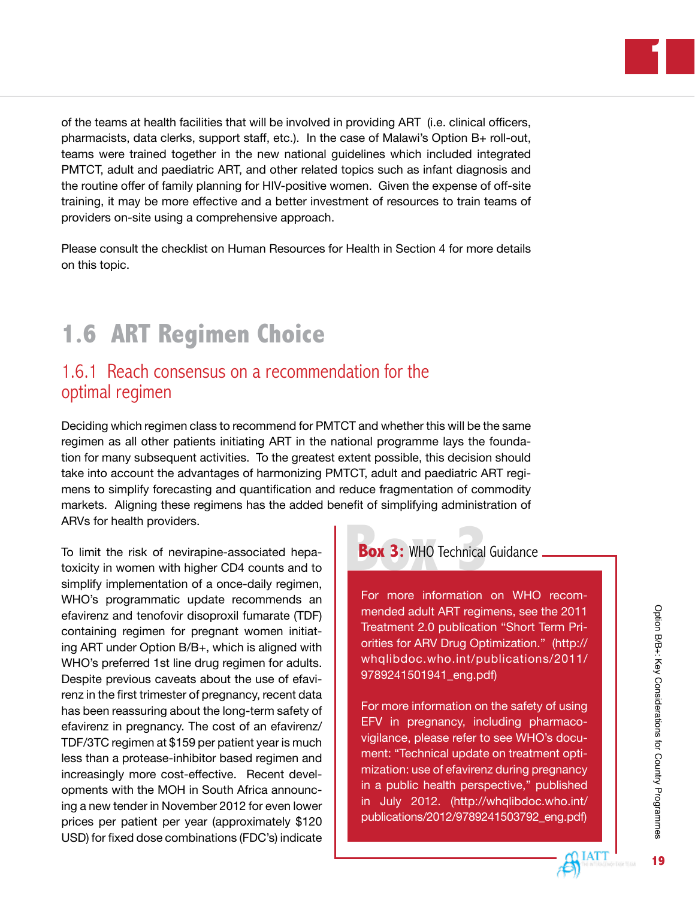of the teams at health facilities that will be involved in providing ART (i.e. clinical officers, pharmacists, data clerks, support staff, etc.). In the case of Malawi's Option B+ roll-out, teams were trained together in the new national guidelines which included integrated PMTCT, adult and paediatric ART, and other related topics such as infant diagnosis and the routine offer of family planning for HIV-positive women. Given the expense of off-site training, it may be more effective and a better investment of resources to train teams of providers on-site using a comprehensive approach.

Please consult the checklist on Human Resources for Health in Section 4 for more details on this topic.

## 1.6 ART Regimen Choice

### 1.6.1 Reach consensus on a recommendation for the optimal regimen

Deciding which regimen class to recommend for PMTCT and whether this will be the same regimen as all other patients initiating ART in the national programme lays the foundation for many subsequent activities. To the greatest extent possible, this decision should take into account the advantages of harmonizing PMTCT, adult and paediatric ART regimens to simplify forecasting and quantification and reduce fragmentation of commodity markets. Aligning these regimens has the added benefit of simplifying administration of ARVs for health providers.

To limit the risk of nevirapine-associated hepatoxicity in women with higher CD4 counts and to simplify implementation of a once-daily regimen, WHO's programmatic update recommends an efavirenz and tenofovir disoproxil fumarate (TDF) containing regimen for pregnant women initiating ART under Option B/B+, which is aligned with WHO's preferred 1st line drug regimen for adults. Despite previous caveats about the use of efavirenz in the first trimester of pregnancy, recent data has been reassuring about the long-term safety of efavirenz in pregnancy. The cost of an efavirenz/TDF/3TC regimen at $159 per patient year is much less than a protease-inhibitor based regimen and increasingly more cost-effective. Recent developments with the MOH in South Africa announcing a new tender in November 2012 for even lower prices per patient per year (approximately $120 USD) for fixed dose combinations (FDC's) indicate

> **Box 3:** WHO Technical Guidance
>
> For more information on WHO recommended adult ART regimens, see the 2011 Treatment 2.0 publication "Short Term Priorities for ARV Drug Optimization." (http://whqlibdoc.who.int/publications/2011/9789241501941_eng.pdf)
>
> For more information on the safety of using EFV in pregnancy, including pharmacovigilance, please refer to see WHO's document: "Technical update on treatment optimization: use of efavirenz during pregnancy in a public health perspective," published in July 2012. (http://whqlibdoc.who.int/publications/2012/9789241503792_eng.pdf)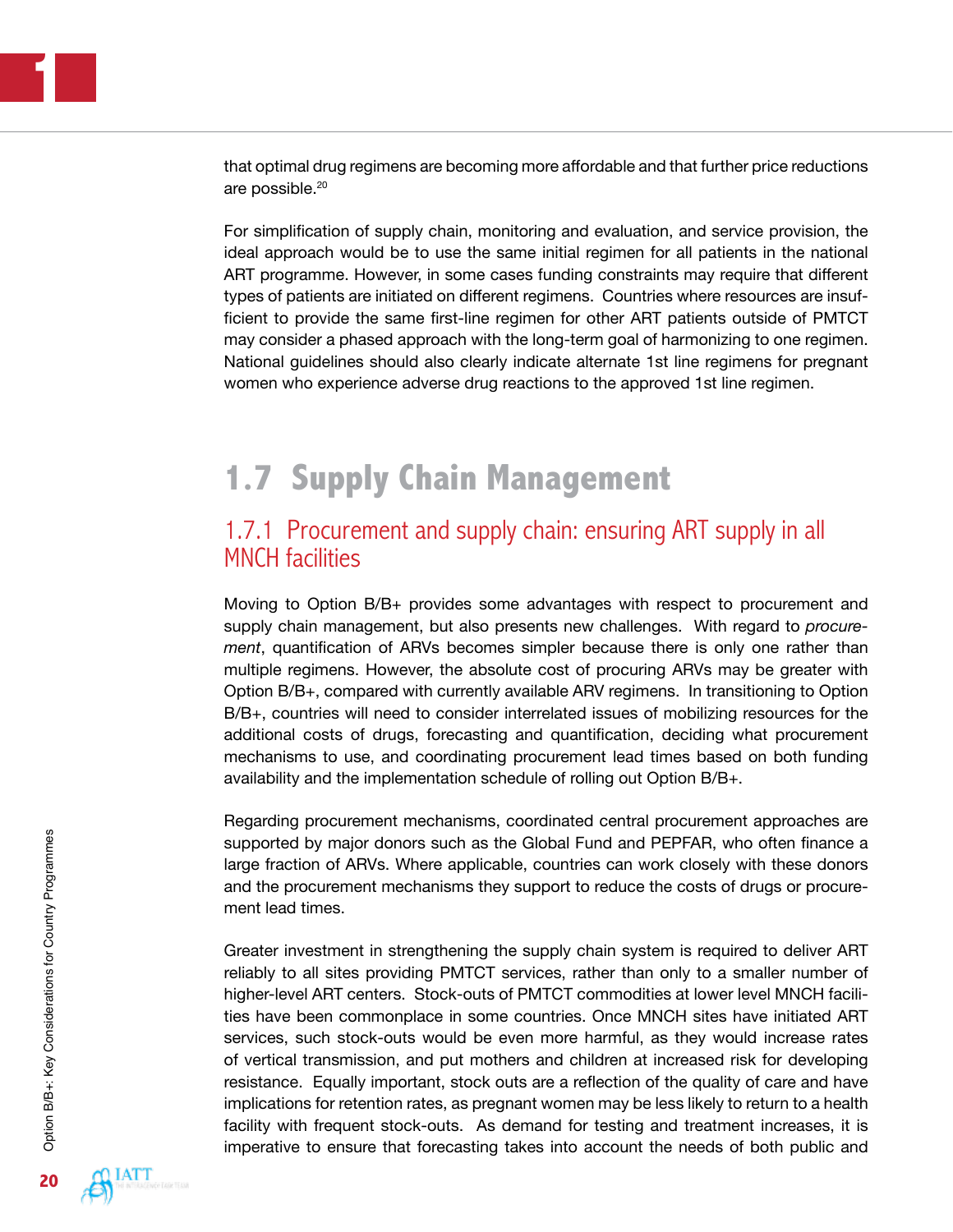that optimal drug regimens are becoming more affordable and that further price reductions are possible.[20]

For simplification of supply chain, monitoring and evaluation, and service provision, the ideal approach would be to use the same initial regimen for all patients in the national ART programme. However, in some cases funding constraints may require that different types of patients are initiated on different regimens. Countries where resources are insufficient to provide the same first-line regimen for other ART patients outside of PMTCT may consider a phased approach with the long-term goal of harmonizing to one regimen. National guidelines should also clearly indicate alternate 1st line regimens for pregnant women who experience adverse drug reactions to the approved 1st line regimen.

## 1.7 Supply Chain Management

### 1.7.1 Procurement and supply chain: ensuring ART supply in all MNCH facilities

Moving to Option B/B+ provides some advantages with respect to procurement and supply chain management, but also presents new challenges. With regard to *procurement*, quantification of ARVs becomes simpler because there is only one rather than multiple regimens. However, the absolute cost of procuring ARVs may be greater with Option B/B+, compared with currently available ARV regimens. In transitioning to Option B/B+, countries will need to consider interrelated issues of mobilizing resources for the additional costs of drugs, forecasting and quantification, deciding what procurement mechanisms to use, and coordinating procurement lead times based on both funding availability and the implementation schedule of rolling out Option B/B+.

Regarding procurement mechanisms, coordinated central procurement approaches are supported by major donors such as the Global Fund and PEPFAR, who often finance a large fraction of ARVs. Where applicable, countries can work closely with these donors and the procurement mechanisms they support to reduce the costs of drugs or procurement lead times.

Greater investment in strengthening the supply chain system is required to deliver ART reliably to all sites providing PMTCT services, rather than only to a smaller number of higher-level ART centers. Stock-outs of PMTCT commodities at lower level MNCH facilities have been commonplace in some countries. Once MNCH sites have initiated ART services, such stock-outs would be even more harmful, as they would increase rates of vertical transmission, and put mothers and children at increased risk for developing resistance. Equally important, stock outs are a reflection of the quality of care and have implications for retention rates, as pregnant women may be less likely to return to a health facility with frequent stock-outs. As demand for testing and treatment increases, it is imperative to ensure that forecasting takes into account the needs of both public and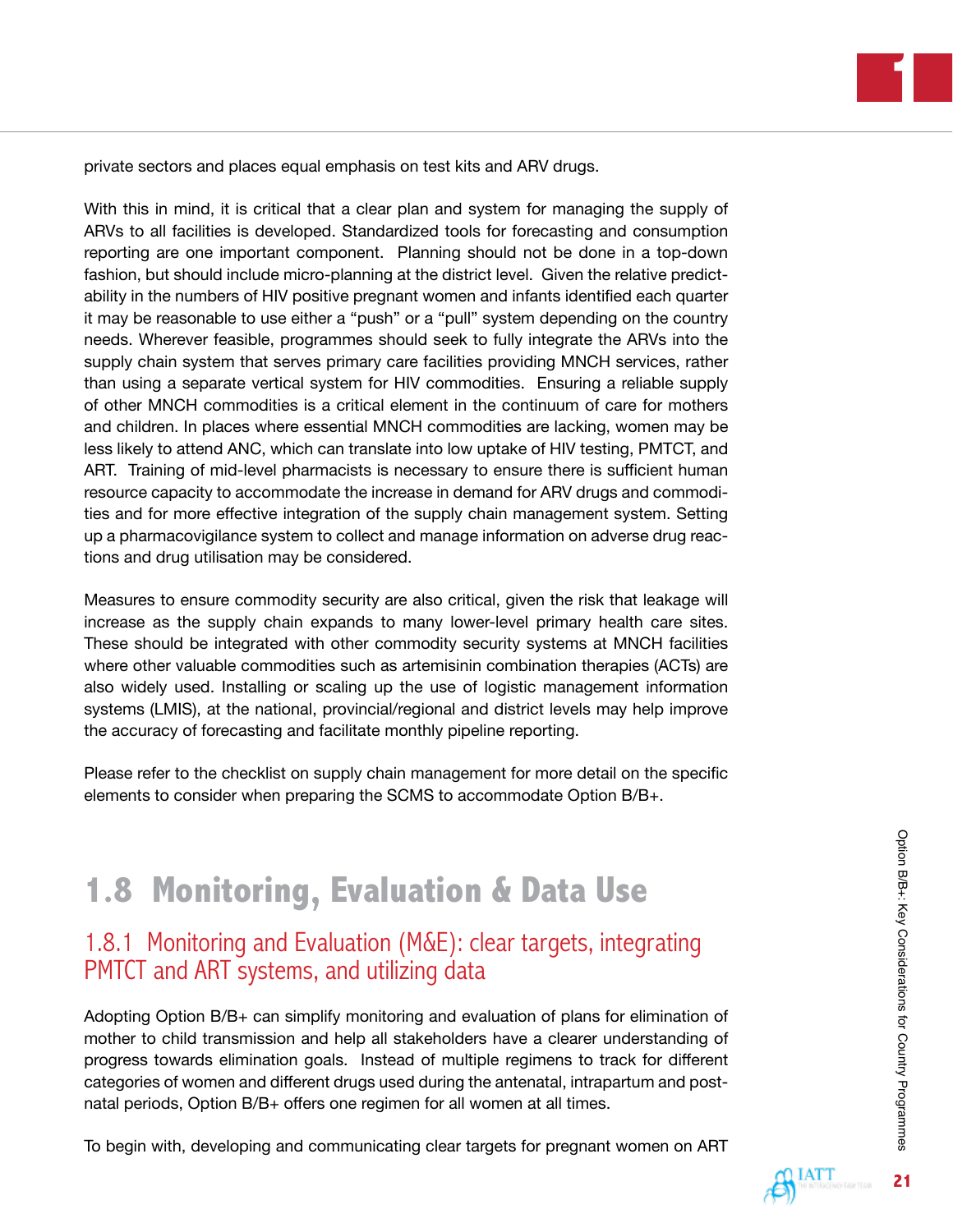private sectors and places equal emphasis on test kits and ARV drugs.

With this in mind, it is critical that a clear plan and system for managing the supply of ARVs to all facilities is developed. Standardized tools for forecasting and consumption reporting are one important component. Planning should not be done in a top-down fashion, but should include micro-planning at the district level. Given the relative predictability in the numbers of HIV positive pregnant women and infants identified each quarter it may be reasonable to use either a "push" or a "pull" system depending on the country needs. Wherever feasible, programmes should seek to fully integrate the ARVs into the supply chain system that serves primary care facilities providing MNCH services, rather than using a separate vertical system for HIV commodities. Ensuring a reliable supply of other MNCH commodities is a critical element in the continuum of care for mothers and children. In places where essential MNCH commodities are lacking, women may be less likely to attend ANC, which can translate into low uptake of HIV testing, PMTCT, and ART. Training of mid-level pharmacists is necessary to ensure there is sufficient human resource capacity to accommodate the increase in demand for ARV drugs and commodities and for more effective integration of the supply chain management system. Setting up a pharmacovigilance system to collect and manage information on adverse drug reactions and drug utilisation may be considered.

Measures to ensure commodity security are also critical, given the risk that leakage will increase as the supply chain expands to many lower-level primary health care sites. These should be integrated with other commodity security systems at MNCH facilities where other valuable commodities such as artemisinin combination therapies (ACTs) are also widely used. Installing or scaling up the use of logistic management information systems (LMIS), at the national, provincial/regional and district levels may help improve the accuracy of forecasting and facilitate monthly pipeline reporting.

Please refer to the checklist on supply chain management for more detail on the specific elements to consider when preparing the SCMS to accommodate Option B/B+.

## 1.8 Monitoring, Evaluation & Data Use

### 1.8.1 Monitoring and Evaluation (M&E): clear targets, integrating PMTCT and ART systems, and utilizing data

Adopting Option B/B+ can simplify monitoring and evaluation of plans for elimination of mother to child transmission and help all stakeholders have a clearer understanding of progress towards elimination goals. Instead of multiple regimens to track for different categories of women and different drugs used during the antenatal, intrapartum and postnatal periods, Option B/B+ offers one regimen for all women at all times.

To begin with, developing and communicating clear targets for pregnant women on ART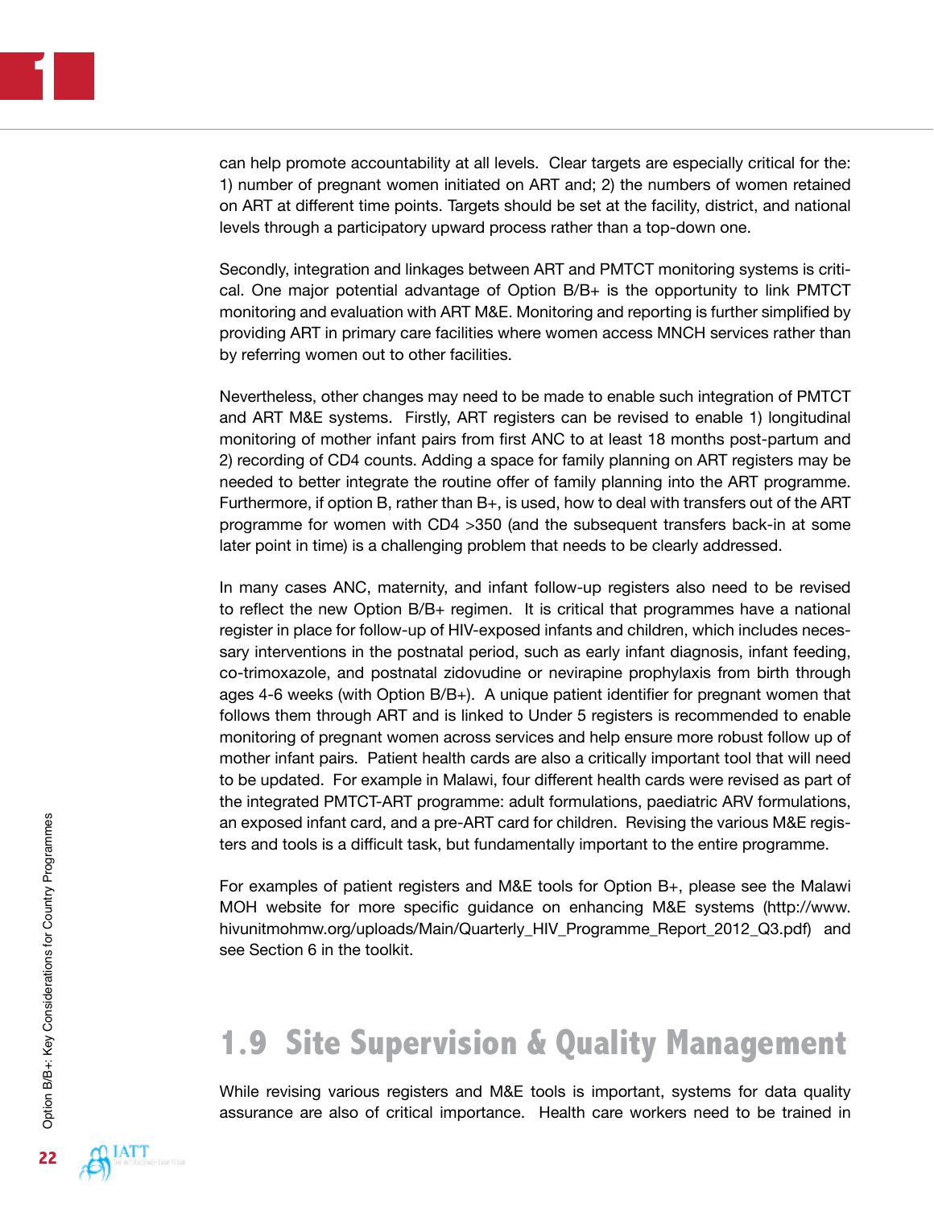can help promote accountability at all levels. Clear targets are especially critical for the: 1) number of pregnant women initiated on ART and; 2) the numbers of women retained on ART at different time points. Targets should be set at the facility, district, and national levels through a participatory upward process rather than a top-down one.

Secondly, integration and linkages between ART and PMTCT monitoring systems is critical. One major potential advantage of Option B/B+ is the opportunity to link PMTCT monitoring and evaluation with ART M&E. Monitoring and reporting is further simplified by providing ART in primary care facilities where women access MNCH services rather than by referring women out to other facilities.

Nevertheless, other changes may need to be made to enable such integration of PMTCT and ART M&E systems. Firstly, ART registers can be revised to enable 1) longitudinal monitoring of mother infant pairs from first ANC to at least 18 months post-partum and 2) recording of CD4 counts. Adding a space for family planning on ART registers may be needed to better integrate the routine offer of family planning into the ART programme. Furthermore, if option B, rather than B+, is used, how to deal with transfers out of the ART programme for women with CD4 >350 (and the subsequent transfers back-in at some later point in time) is a challenging problem that needs to be clearly addressed.

In many cases ANC, maternity, and infant follow-up registers also need to be revised to reflect the new Option B/B+ regimen. It is critical that programmes have a national register in place for follow-up of HIV-exposed infants and children, which includes necessary interventions in the postnatal period, such as early infant diagnosis, infant feeding, co-trimoxazole, and postnatal zidovudine or nevirapine prophylaxis from birth through ages 4-6 weeks (with Option B/B+). A unique patient identifier for pregnant women that follows them through ART and is linked to Under 5 registers is recommended to enable monitoring of pregnant women across services and help ensure more robust follow up of mother infant pairs. Patient health cards are also a critically important tool that will need to be updated. For example in Malawi, four different health cards were revised as part of the integrated PMTCT-ART programme: adult formulations, paediatric ARV formulations, an exposed infant card, and a pre-ART card for children. Revising the various M&E registers and tools is a difficult task, but fundamentally important to the entire programme.

For examples of patient registers and M&E tools for Option B+, please see the Malawi MOH website for more specific guidance on enhancing M&E systems (http://www.hivunitmohmw.org/uploads/Main/Quarterly_HIV_Programme_Report_2012_Q3.pdf) and see Section 6 in the toolkit.

## 1.9 Site Supervision & Quality Management

While revising various registers and M&E tools is important, systems for data quality assurance are also of critical importance. Health care workers need to be trained in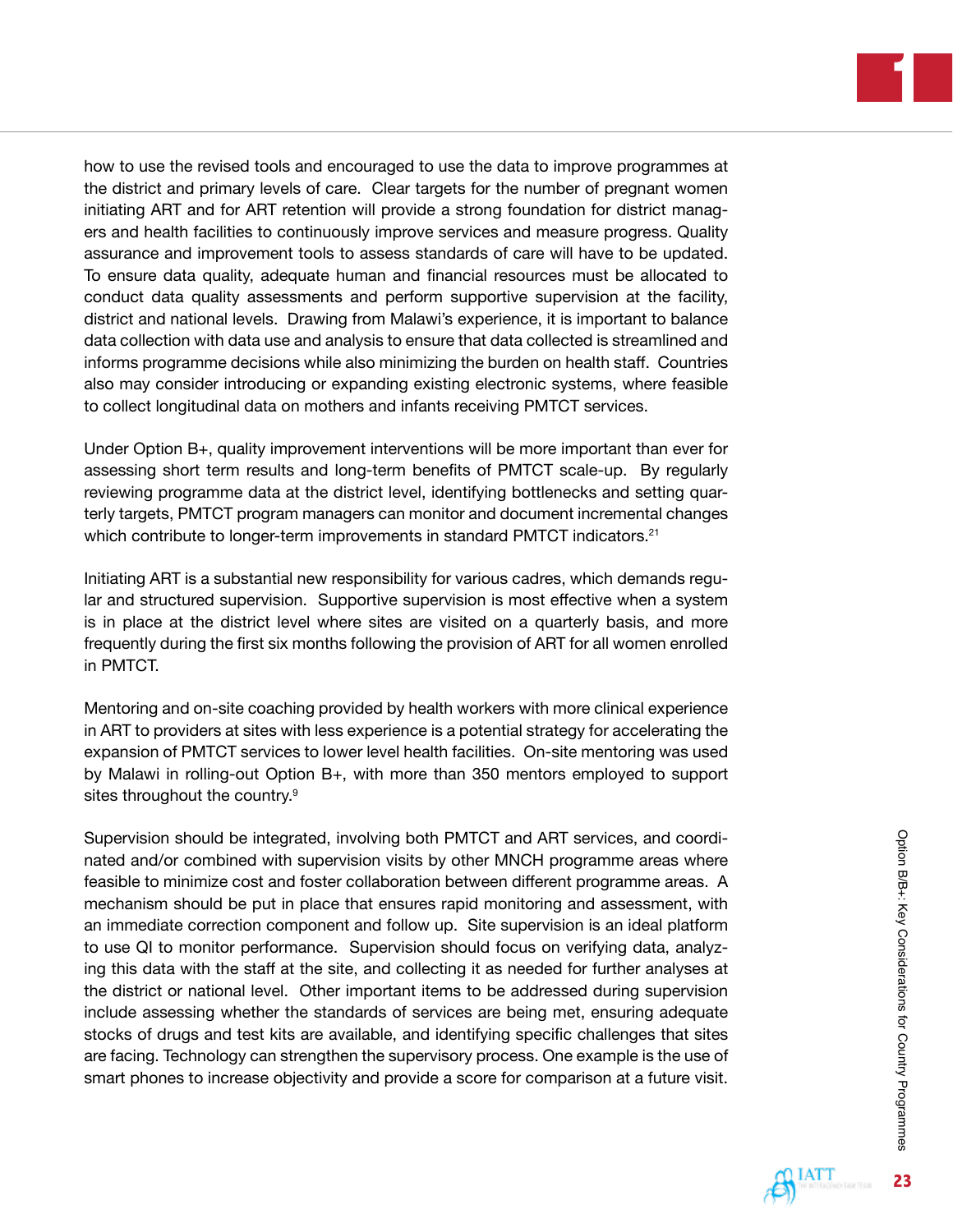how to use the revised tools and encouraged to use the data to improve programmes at the district and primary levels of care. Clear targets for the number of pregnant women initiating ART and for ART retention will provide a strong foundation for district managers and health facilities to continuously improve services and measure progress. Quality assurance and improvement tools to assess standards of care will have to be updated. To ensure data quality, adequate human and financial resources must be allocated to conduct data quality assessments and perform supportive supervision at the facility, district and national levels. Drawing from Malawi's experience, it is important to balance data collection with data use and analysis to ensure that data collected is streamlined and informs programme decisions while also minimizing the burden on health staff. Countries also may consider introducing or expanding existing electronic systems, where feasible to collect longitudinal data on mothers and infants receiving PMTCT services.

Under Option B+, quality improvement interventions will be more important than ever for assessing short term results and long-term benefits of PMTCT scale-up. By regularly reviewing programme data at the district level, identifying bottlenecks and setting quarterly targets, PMTCT program managers can monitor and document incremental changes which contribute to longer-term improvements in standard PMTCT indicators.[21]

Initiating ART is a substantial new responsibility for various cadres, which demands regular and structured supervision. Supportive supervision is most effective when a system is in place at the district level where sites are visited on a quarterly basis, and more frequently during the first six months following the provision of ART for all women enrolled in PMTCT.

Mentoring and on-site coaching provided by health workers with more clinical experience in ART to providers at sites with less experience is a potential strategy for accelerating the expansion of PMTCT services to lower level health facilities. On-site mentoring was used by Malawi in rolling-out Option B+, with more than 350 mentors employed to support sites throughout the country.[9]

Supervision should be integrated, involving both PMTCT and ART services, and coordinated and/or combined with supervision visits by other MNCH programme areas where feasible to minimize cost and foster collaboration between different programme areas. A mechanism should be put in place that ensures rapid monitoring and assessment, with an immediate correction component and follow up. Site supervision is an ideal platform to use QI to monitor performance. Supervision should focus on verifying data, analyzing this data with the staff at the site, and collecting it as needed for further analyses at the district or national level. Other important items to be addressed during supervision include assessing whether the standards of services are being met, ensuring adequate stocks of drugs and test kits are available, and identifying specific challenges that sites are facing. Technology can strengthen the supervisory process. One example is the use of smart phones to increase objectivity and provide a score for comparison at a future visit.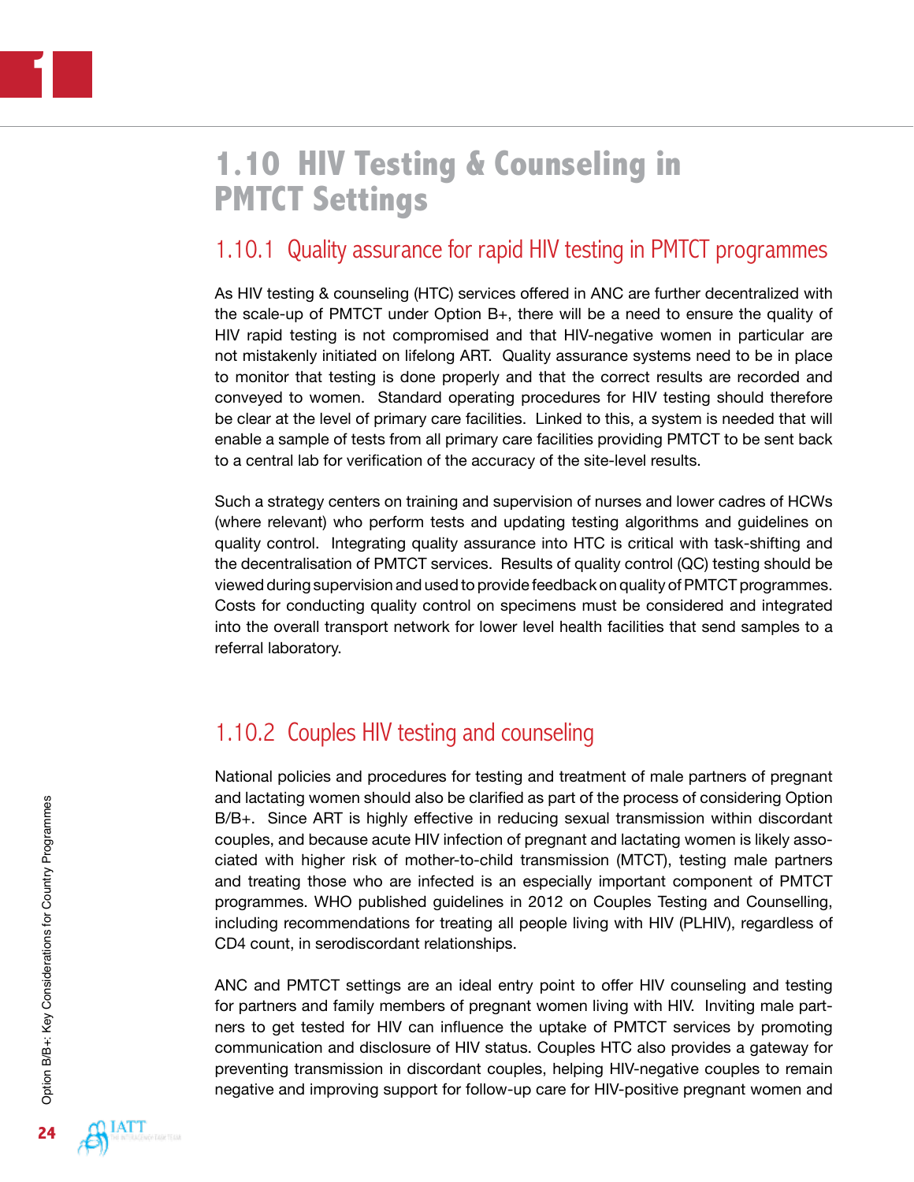# 1.10 HIV Testing & Counseling in PMTCT Settings

## 1.10.1 Quality assurance for rapid HIV testing in PMTCT programmes

As HIV testing & counseling (HTC) services offered in ANC are further decentralized with the scale-up of PMTCT under Option B+, there will be a need to ensure the quality of HIV rapid testing is not compromised and that HIV-negative women in particular are not mistakenly initiated on lifelong ART. Quality assurance systems need to be in place to monitor that testing is done properly and that the correct results are recorded and conveyed to women. Standard operating procedures for HIV testing should therefore be clear at the level of primary care facilities. Linked to this, a system is needed that will enable a sample of tests from all primary care facilities providing PMTCT to be sent back to a central lab for verification of the accuracy of the site-level results.

Such a strategy centers on training and supervision of nurses and lower cadres of HCWs (where relevant) who perform tests and updating testing algorithms and guidelines on quality control. Integrating quality assurance into HTC is critical with task-shifting and the decentralisation of PMTCT services. Results of quality control (QC) testing should be viewed during supervision and used to provide feedback on quality of PMTCT programmes. Costs for conducting quality control on specimens must be considered and integrated into the overall transport network for lower level health facilities that send samples to a referral laboratory.

## 1.10.2 Couples HIV testing and counseling

National policies and procedures for testing and treatment of male partners of pregnant and lactating women should also be clarified as part of the process of considering Option B/B+. Since ART is highly effective in reducing sexual transmission within discordant couples, and because acute HIV infection of pregnant and lactating women is likely associated with higher risk of mother-to-child transmission (MTCT), testing male partners and treating those who are infected is an especially important component of PMTCT programmes. WHO published guidelines in 2012 on Couples Testing and Counselling, including recommendations for treating all people living with HIV (PLHIV), regardless of CD4 count, in serodiscordant relationships.

ANC and PMTCT settings are an ideal entry point to offer HIV counseling and testing for partners and family members of pregnant women living with HIV. Inviting male partners to get tested for HIV can influence the uptake of PMTCT services by promoting communication and disclosure of HIV status. Couples HTC also provides a gateway for preventing transmission in discordant couples, helping HIV-negative couples to remain negative and improving support for follow-up care for HIV-positive pregnant women and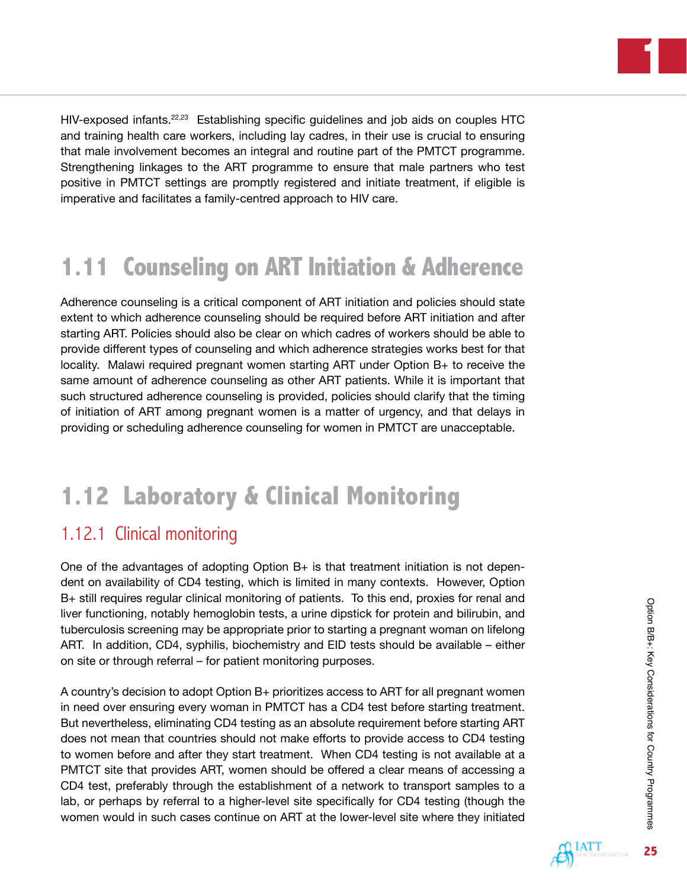HIV-exposed infants.[22,23] Establishing specific guidelines and job aids on couples HTC and training health care workers, including lay cadres, in their use is crucial to ensuring that male involvement becomes an integral and routine part of the PMTCT programme. Strengthening linkages to the ART programme to ensure that male partners who test positive in PMTCT settings are promptly registered and initiate treatment, if eligible is imperative and facilitates a family-centred approach to HIV care.

## 1.11 Counseling on ART Initiation & Adherence

Adherence counseling is a critical component of ART initiation and policies should state extent to which adherence counseling should be required before ART initiation and after starting ART. Policies should also be clear on which cadres of workers should be able to provide different types of counseling and which adherence strategies works best for that locality. Malawi required pregnant women starting ART under Option B+ to receive the same amount of adherence counseling as other ART patients. While it is important that such structured adherence counseling is provided, policies should clarify that the timing of initiation of ART among pregnant women is a matter of urgency, and that delays in providing or scheduling adherence counseling for women in PMTCT are unacceptable.

## 1.12 Laboratory & Clinical Monitoring

### 1.12.1 Clinical monitoring

One of the advantages of adopting Option B+ is that treatment initiation is not dependent on availability of CD4 testing, which is limited in many contexts. However, Option B+ still requires regular clinical monitoring of patients. To this end, proxies for renal and liver functioning, notably hemoglobin tests, a urine dipstick for protein and bilirubin, and tuberculosis screening may be appropriate prior to starting a pregnant woman on lifelong ART. In addition, CD4, syphilis, biochemistry and EID tests should be available – either on site or through referral – for patient monitoring purposes.

A country's decision to adopt Option B+ prioritizes access to ART for all pregnant women in need over ensuring every woman in PMTCT has a CD4 test before starting treatment. But nevertheless, eliminating CD4 testing as an absolute requirement before starting ART does not mean that countries should not make efforts to provide access to CD4 testing to women before and after they start treatment. When CD4 testing is not available at a PMTCT site that provides ART, women should be offered a clear means of accessing a CD4 test, preferably through the establishment of a network to transport samples to a lab, or perhaps by referral to a higher-level site specifically for CD4 testing (though the women would in such cases continue on ART at the lower-level site where they initiated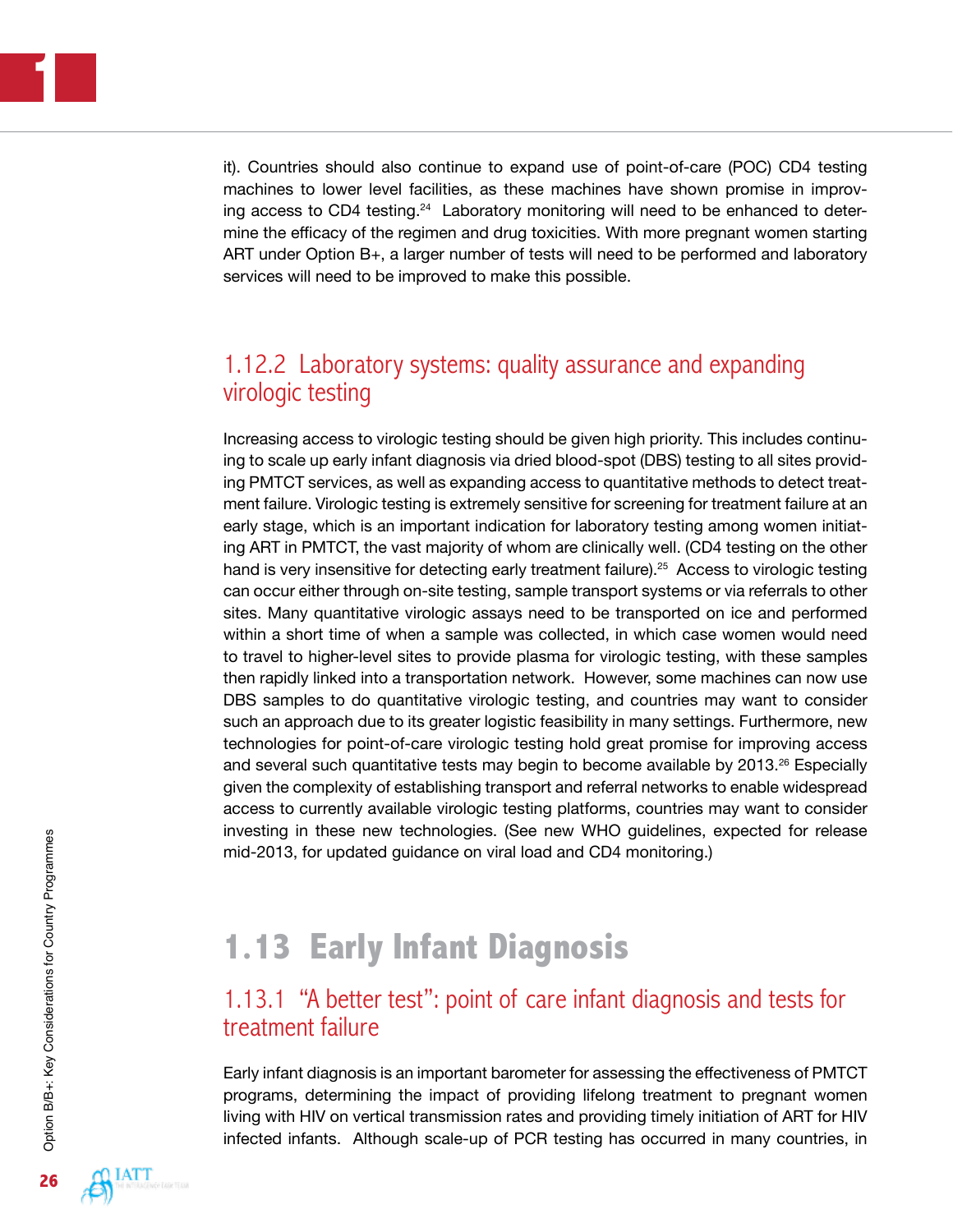it). Countries should also continue to expand use of point-of-care (POC) CD4 testing machines to lower level facilities, as these machines have shown promise in improving access to CD4 testing.[24] Laboratory monitoring will need to be enhanced to determine the efficacy of the regimen and drug toxicities. With more pregnant women starting ART under Option B+, a larger number of tests will need to be performed and laboratory services will need to be improved to make this possible.

### 1.12.2 Laboratory systems: quality assurance and expanding virologic testing

Increasing access to virologic testing should be given high priority. This includes continuing to scale up early infant diagnosis via dried blood-spot (DBS) testing to all sites providing PMTCT services, as well as expanding access to quantitative methods to detect treatment failure. Virologic testing is extremely sensitive for screening for treatment failure at an early stage, which is an important indication for laboratory testing among women initiating ART in PMTCT, the vast majority of whom are clinically well. (CD4 testing on the other hand is very insensitive for detecting early treatment failure).[25] Access to virologic testing can occur either through on-site testing, sample transport systems or via referrals to other sites. Many quantitative virologic assays need to be transported on ice and performed within a short time of when a sample was collected, in which case women would need to travel to higher-level sites to provide plasma for virologic testing, with these samples then rapidly linked into a transportation network. However, some machines can now use DBS samples to do quantitative virologic testing, and countries may want to consider such an approach due to its greater logistic feasibility in many settings. Furthermore, new technologies for point-of-care virologic testing hold great promise for improving access and several such quantitative tests may begin to become available by 2013.[26] Especially given the complexity of establishing transport and referral networks to enable widespread access to currently available virologic testing platforms, countries may want to consider investing in these new technologies. (See new WHO guidelines, expected for release mid-2013, for updated guidance on viral load and CD4 monitoring.)

## 1.13 Early Infant Diagnosis

### 1.13.1 "A better test": point of care infant diagnosis and tests for treatment failure

Early infant diagnosis is an important barometer for assessing the effectiveness of PMTCT programs, determining the impact of providing lifelong treatment to pregnant women living with HIV on vertical transmission rates and providing timely initiation of ART for HIV infected infants. Although scale-up of PCR testing has occurred in many countries, in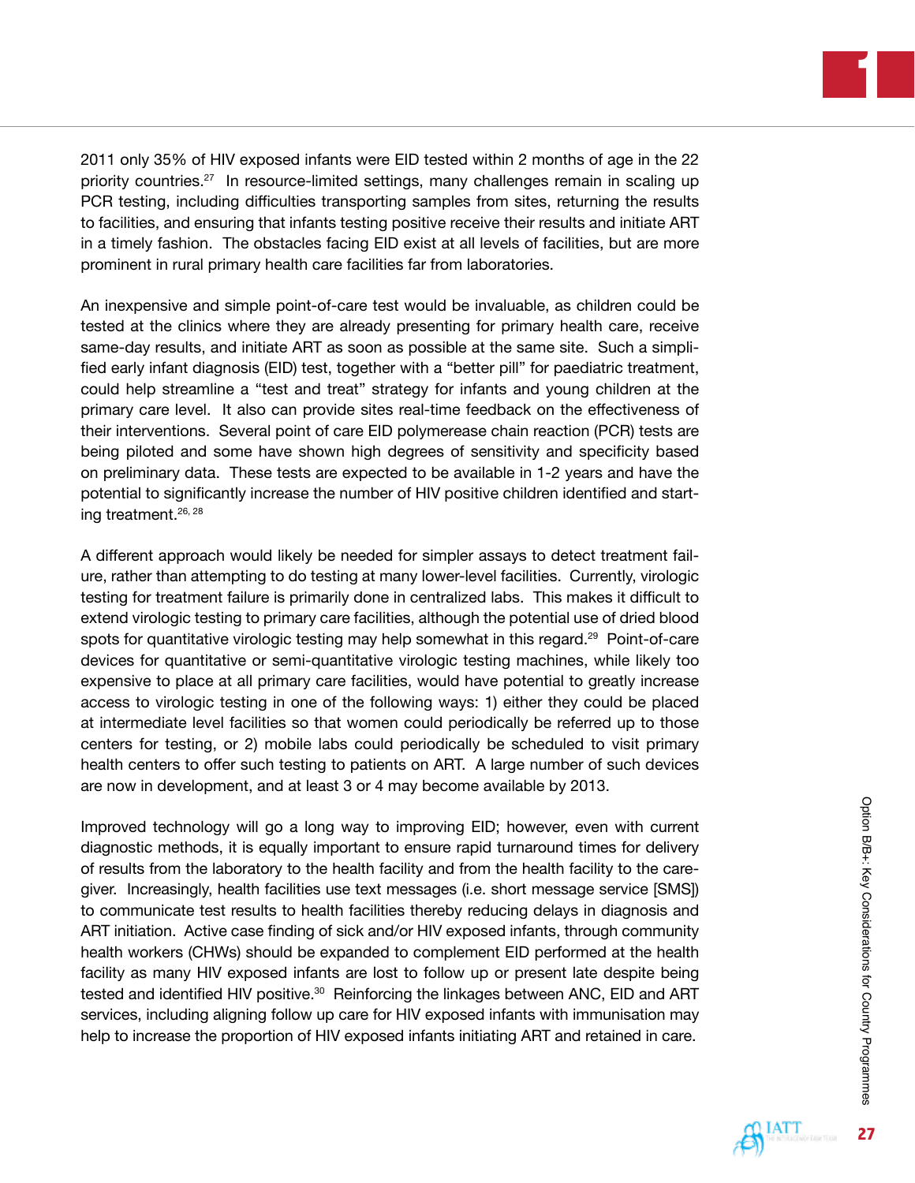2011 only 35% of HIV exposed infants were EID tested within 2 months of age in the 22 priority countries.[27] In resource-limited settings, many challenges remain in scaling up PCR testing, including difficulties transporting samples from sites, returning the results to facilities, and ensuring that infants testing positive receive their results and initiate ART in a timely fashion. The obstacles facing EID exist at all levels of facilities, but are more prominent in rural primary health care facilities far from laboratories.

An inexpensive and simple point-of-care test would be invaluable, as children could be tested at the clinics where they are already presenting for primary health care, receive same-day results, and initiate ART as soon as possible at the same site. Such a simplified early infant diagnosis (EID) test, together with a "better pill" for paediatric treatment, could help streamline a "test and treat" strategy for infants and young children at the primary care level. It also can provide sites real-time feedback on the effectiveness of their interventions. Several point of care EID polymerease chain reaction (PCR) tests are being piloted and some have shown high degrees of sensitivity and specificity based on preliminary data. These tests are expected to be available in 1-2 years and have the potential to significantly increase the number of HIV positive children identified and starting treatment.[26, 28]

A different approach would likely be needed for simpler assays to detect treatment failure, rather than attempting to do testing at many lower-level facilities. Currently, virologic testing for treatment failure is primarily done in centralized labs. This makes it difficult to extend virologic testing to primary care facilities, although the potential use of dried blood spots for quantitative virologic testing may help somewhat in this regard.[29] Point-of-care devices for quantitative or semi-quantitative virologic testing machines, while likely too expensive to place at all primary care facilities, would have potential to greatly increase access to virologic testing in one of the following ways: 1) either they could be placed at intermediate level facilities so that women could periodically be referred up to those centers for testing, or 2) mobile labs could periodically be scheduled to visit primary health centers to offer such testing to patients on ART. A large number of such devices are now in development, and at least 3 or 4 may become available by 2013.

Improved technology will go a long way to improving EID; however, even with current diagnostic methods, it is equally important to ensure rapid turnaround times for delivery of results from the laboratory to the health facility and from the health facility to the caregiver. Increasingly, health facilities use text messages (i.e. short message service [SMS]) to communicate test results to health facilities thereby reducing delays in diagnosis and ART initiation. Active case finding of sick and/or HIV exposed infants, through community health workers (CHWs) should be expanded to complement EID performed at the health facility as many HIV exposed infants are lost to follow up or present late despite being tested and identified HIV positive.[30] Reinforcing the linkages between ANC, EID and ART services, including aligning follow up care for HIV exposed infants with immunisation may help to increase the proportion of HIV exposed infants initiating ART and retained in care.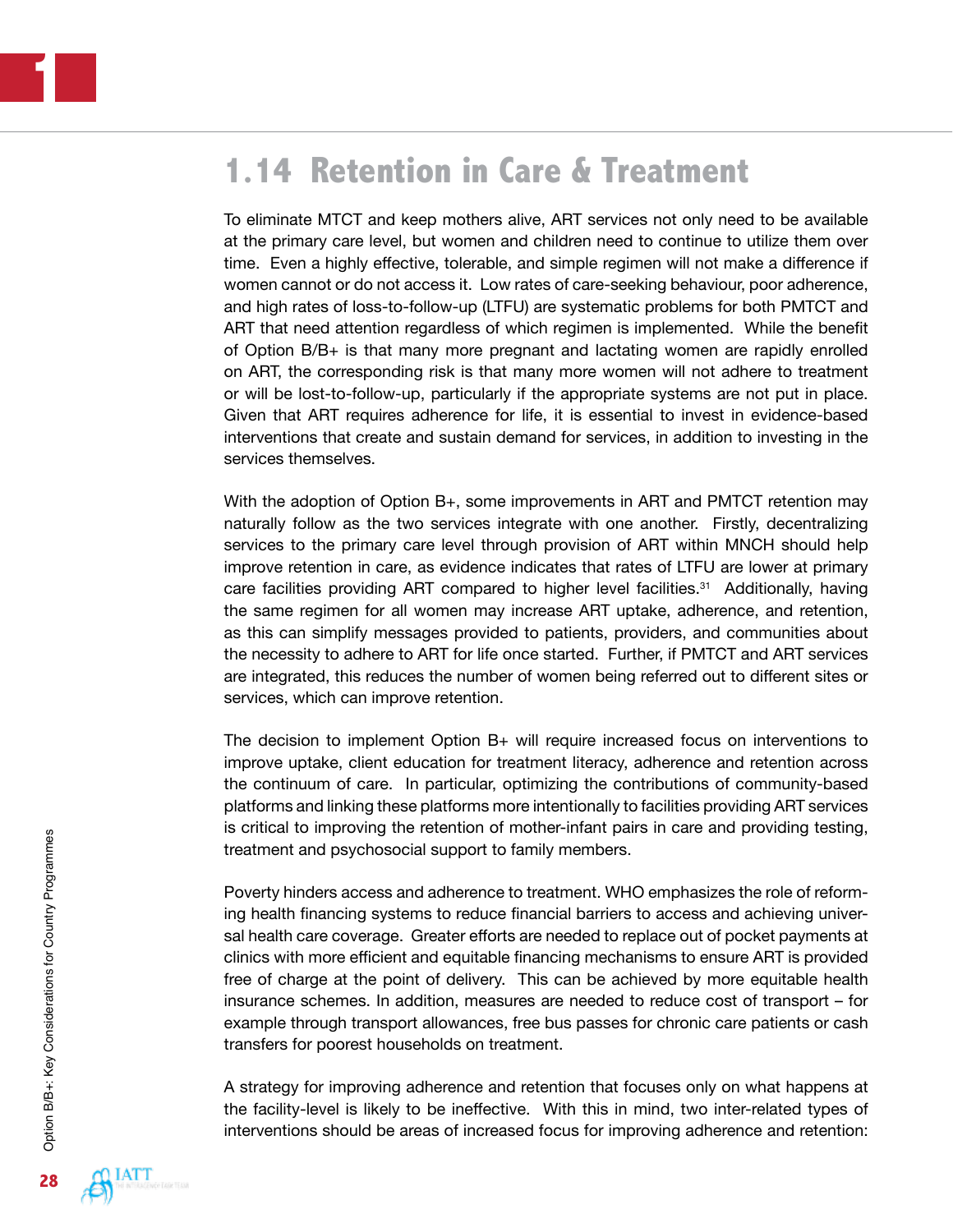## 1.14 Retention in Care & Treatment

To eliminate MTCT and keep mothers alive, ART services not only need to be available at the primary care level, but women and children need to continue to utilize them over time. Even a highly effective, tolerable, and simple regimen will not make a difference if women cannot or do not access it. Low rates of care-seeking behaviour, poor adherence, and high rates of loss-to-follow-up (LTFU) are systematic problems for both PMTCT and ART that need attention regardless of which regimen is implemented. While the benefit of Option B/B+ is that many pregnant and lactating women are rapidly enrolled on ART, the corresponding risk is that many more women will not adhere to treatment or will be lost-to-follow-up, particularly if the appropriate systems are not put in place. Given that ART requires adherence for life, it is essential to invest in evidence-based interventions that create and sustain demand for services, in addition to investing in the services themselves.

With the adoption of Option B+, some improvements in ART and PMTCT retention may naturally follow as the two services integrate with one another. Firstly, decentralizing services to the primary care level through provision of ART within MNCH should help improve retention in care, as evidence indicates that rates of LTFU are lower at primary care facilities providing ART compared to higher level facilities.[31] Additionally, having the same regimen for all women may increase ART uptake, adherence, and retention, as this can simplify messages provided to patients, providers, and communities about the necessity to adhere to ART for life once started. Further, if PMTCT and ART services are integrated, this reduces the number of women being referred out to different sites or services, which can improve retention.

The decision to implement Option B+ will require increased focus on interventions to improve uptake, client education for treatment literacy, adherence and retention across the continuum of care. In particular, optimizing the contributions of community-based platforms and linking these platforms more intentionally to facilities providing ART services is critical to improving the retention of mother-infant pairs in care and providing testing, treatment and psychosocial support to family members.

Poverty hinders access and adherence to treatment. WHO emphasizes the role of reforming health financing systems to reduce financial barriers to access and achieving universal health care coverage. Greater efforts are needed to replace out of pocket payments at clinics with more efficient and equitable financing mechanisms to ensure ART is provided free of charge at the point of delivery. This can be achieved by more equitable health insurance schemes. In addition, measures are needed to reduce cost of transport – for example through transport allowances, free bus passes for chronic care patients or cash transfers for poorest households on treatment.

A strategy for improving adherence and retention that focuses only on what happens at the facility-level is likely to be ineffective. With this in mind, two inter-related types of interventions should be areas of increased focus for improving adherence and retention: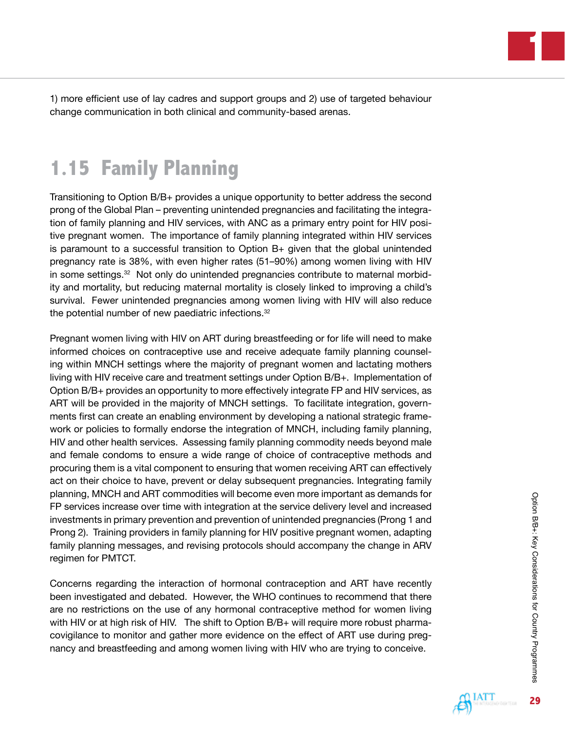1) more efficient use of lay cadres and support groups and 2) use of targeted behaviour change communication in both clinical and community-based arenas.

## 1.15 Family Planning

Transitioning to Option B/B+ provides a unique opportunity to better address the second prong of the Global Plan – preventing unintended pregnancies and facilitating the integration of family planning and HIV services, with ANC as a primary entry point for HIV positive pregnant women. The importance of family planning integrated within HIV services is paramount to a successful transition to Option B+ given that the global unintended pregnancy rate is 38%, with even higher rates (51–90%) among women living with HIV in some settings.[32] Not only do unintended pregnancies contribute to maternal morbidity and mortality, but reducing maternal mortality is closely linked to improving a child's survival. Fewer unintended pregnancies among women living with HIV will also reduce the potential number of new paediatric infections.[32]

Pregnant women living with HIV on ART during breastfeeding or for life will need to make informed choices on contraceptive use and receive adequate family planning counseling within MNCH settings where the majority of pregnant women and lactating mothers living with HIV receive care and treatment settings under Option B/B+. Implementation of Option B/B+ provides an opportunity to more effectively integrate FP and HIV services, as ART will be provided in the majority of MNCH settings. To facilitate integration, governments first can create an enabling environment by developing a national strategic framework or policies to formally endorse the integration of MNCH, including family planning, HIV and other health services. Assessing family planning commodity needs beyond male and female condoms to ensure a wide range of choice of contraceptive methods and procuring them is a vital component to ensuring that women receiving ART can effectively act on their choice to have, prevent or delay subsequent pregnancies. Integrating family planning, MNCH and ART commodities will become even more important as demands for FP services increase over time with integration at the service delivery level and increased investments in primary prevention and prevention of unintended pregnancies (Prong 1 and Prong 2). Training providers in family planning for HIV positive pregnant women, adapting family planning messages, and revising protocols should accompany the change in ARV regimen for PMTCT.

Concerns regarding the interaction of hormonal contraception and ART have recently been investigated and debated. However, the WHO continues to recommend that there are no restrictions on the use of any hormonal contraceptive method for women living with HIV or at high risk of HIV. The shift to Option B/B+ will require more robust pharmacovigilance to monitor and gather more evidence on the effect of ART use during pregnancy and breastfeeding and among women living with HIV who are trying to conceive.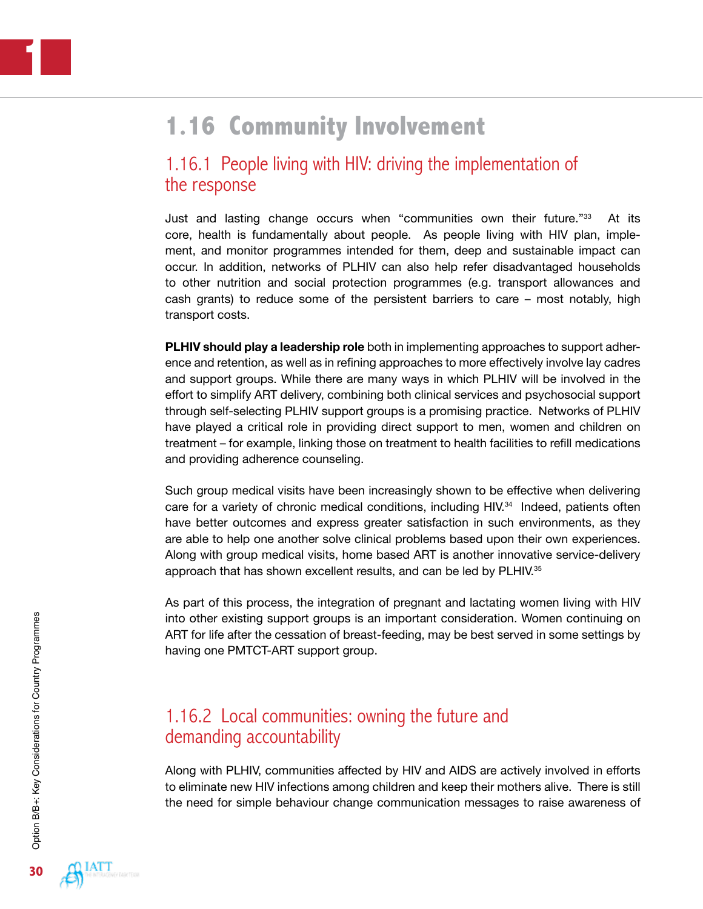## 1.16 Community Involvement

### 1.16.1 People living with HIV: driving the implementation of the response

Just and lasting change occurs when "communities own their future."[33] At its core, health is fundamentally about people. As people living with HIV plan, implement, and monitor programmes intended for them, deep and sustainable impact can occur. In addition, networks of PLHIV can also help refer disadvantaged households to other nutrition and social protection programmes (e.g. transport allowances and cash grants) to reduce some of the persistent barriers to care – most notably, high transport costs.

**PLHIV should play a leadership role** both in implementing approaches to support adherence and retention, as well as in refining approaches to more effectively involve lay cadres and support groups. While there are many ways in which PLHIV will be involved in the effort to simplify ART delivery, combining both clinical services and psychosocial support through self-selecting PLHIV support groups is a promising practice. Networks of PLHIV have played a critical role in providing direct support to men, women and children on treatment – for example, linking those on treatment to health facilities to refill medications and providing adherence counseling.

Such group medical visits have been increasingly shown to be effective when delivering care for a variety of chronic medical conditions, including HIV.[34] Indeed, patients often have better outcomes and express greater satisfaction in such environments, as they are able to help one another solve clinical problems based upon their own experiences. Along with group medical visits, home based ART is another innovative service-delivery approach that has shown excellent results, and can be led by PLHIV.[35]

As part of this process, the integration of pregnant and lactating women living with HIV into other existing support groups is an important consideration. Women continuing on ART for life after the cessation of breast-feeding, may be best served in some settings by having one PMTCT-ART support group.

### 1.16.2 Local communities: owning the future and demanding accountability

Along with PLHIV, communities affected by HIV and AIDS are actively involved in efforts to eliminate new HIV infections among children and keep their mothers alive. There is still the need for simple behaviour change communication messages to raise awareness of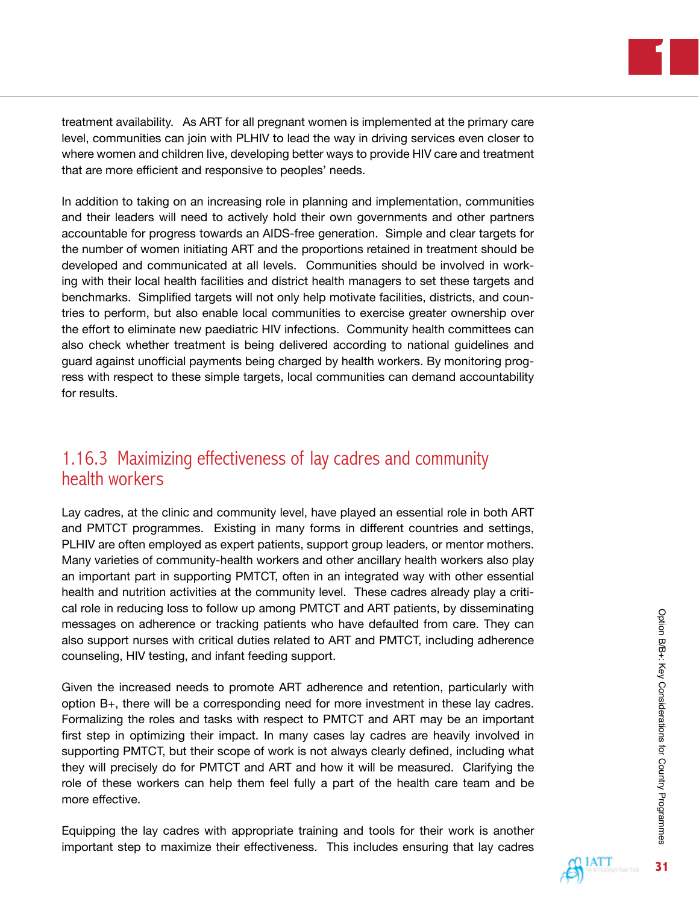treatment availability. As ART for all pregnant women is implemented at the primary care level, communities can join with PLHIV to lead the way in driving services even closer to where women and children live, developing better ways to provide HIV care and treatment that are more efficient and responsive to peoples' needs.

In addition to taking on an increasing role in planning and implementation, communities and their leaders will need to actively hold their own governments and other partners accountable for progress towards an AIDS-free generation. Simple and clear targets for the number of women initiating ART and the proportions retained in treatment should be developed and communicated at all levels. Communities should be involved in working with their local health facilities and district health managers to set these targets and benchmarks. Simplified targets will not only help motivate facilities, districts, and countries to perform, but also enable local communities to exercise greater ownership over the effort to eliminate new paediatric HIV infections. Community health committees can also check whether treatment is being delivered according to national guidelines and guard against unofficial payments being charged by health workers. By monitoring progress with respect to these simple targets, local communities can demand accountability for results.

### 1.16.3 Maximizing effectiveness of lay cadres and community health workers

Lay cadres, at the clinic and community level, have played an essential role in both ART and PMTCT programmes. Existing in many forms in different countries and settings, PLHIV are often employed as expert patients, support group leaders, or mentor mothers. Many varieties of community-health workers and other ancillary health workers also play an important part in supporting PMTCT, often in an integrated way with other essential health and nutrition activities at the community level. These cadres already play a critical role in reducing loss to follow up among PMTCT and ART patients, by disseminating messages on adherence or tracking patients who have defaulted from care. They can also support nurses with critical duties related to ART and PMTCT, including adherence counseling, HIV testing, and infant feeding support.

Given the increased needs to promote ART adherence and retention, particularly with option B+, there will be a corresponding need for more investment in these lay cadres. Formalizing the roles and tasks with respect to PMTCT and ART may be an important first step in optimizing their impact. In many cases lay cadres are heavily involved in supporting PMTCT, but their scope of work is not always clearly defined, including what they will precisely do for PMTCT and ART and how it will be measured. Clarifying the role of these workers can help them feel fully a part of the health care team and be more effective.

Equipping the lay cadres with appropriate training and tools for their work is another important step to maximize their effectiveness. This includes ensuring that lay cadres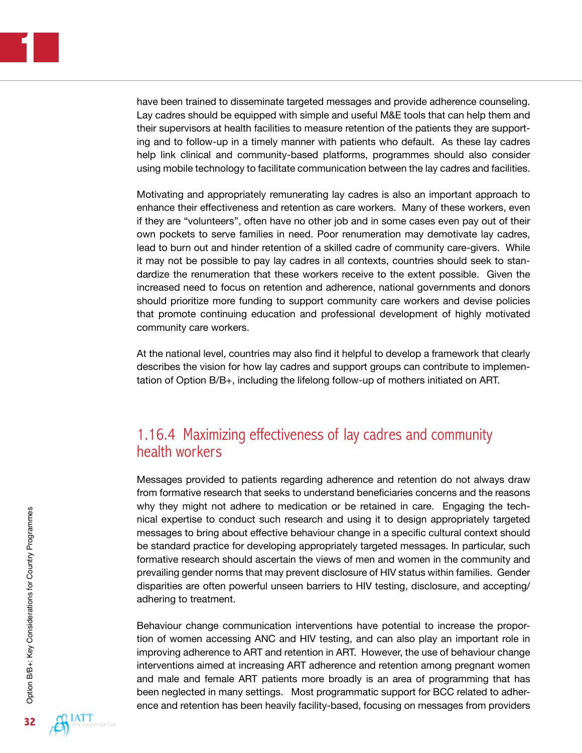have been trained to disseminate targeted messages and provide adherence counseling. Lay cadres should be equipped with simple and useful M&E tools that can help them and their supervisors at health facilities to measure retention of the patients they are supporting and to follow-up in a timely manner with patients who default. As these lay cadres help link clinical and community-based platforms, programmes should also consider using mobile technology to facilitate communication between the lay cadres and facilities.

Motivating and appropriately remunerating lay cadres is also an important approach to enhance their effectiveness and retention as care workers. Many of these workers, even if they are "volunteers", often have no other job and in some cases even pay out of their own pockets to serve families in need. Poor renumeration may demotivate lay cadres, lead to burn out and hinder retention of a skilled cadre of community care-givers. While it may not be possible to pay lay cadres in all contexts, countries should seek to standardize the renumeration that these workers receive to the extent possible. Given the increased need to focus on retention and adherence, national governments and donors should prioritize more funding to support community care workers and devise policies that promote continuing education and professional development of highly motivated community care workers.

At the national level, countries may also find it helpful to develop a framework that clearly describes the vision for how lay cadres and support groups can contribute to implementation of Option B/B+, including the lifelong follow-up of mothers initiated on ART.

### 1.16.4 Maximizing effectiveness of lay cadres and community health workers

Messages provided to patients regarding adherence and retention do not always draw from formative research that seeks to understand beneficiaries concerns and the reasons why they might not adhere to medication or be retained in care. Engaging the technical expertise to conduct such research and using it to design appropriately targeted messages to bring about effective behaviour change in a specific cultural context should be standard practice for developing appropriately targeted messages. In particular, such formative research should ascertain the views of men and women in the community and prevailing gender norms that may prevent disclosure of HIV status within families. Gender disparities are often powerful unseen barriers to HIV testing, disclosure, and accepting/adhering to treatment.

Behaviour change communication interventions have potential to increase the proportion of women accessing ANC and HIV testing, and can also play an important role in improving adherence to ART and retention in ART. However, the use of behaviour change interventions aimed at increasing ART adherence and retention among pregnant women and male and female ART patients more broadly is an area of programming that has been neglected in many settings. Most programmatic support for BCC related to adherence and retention has been heavily facility-based, focusing on messages from providers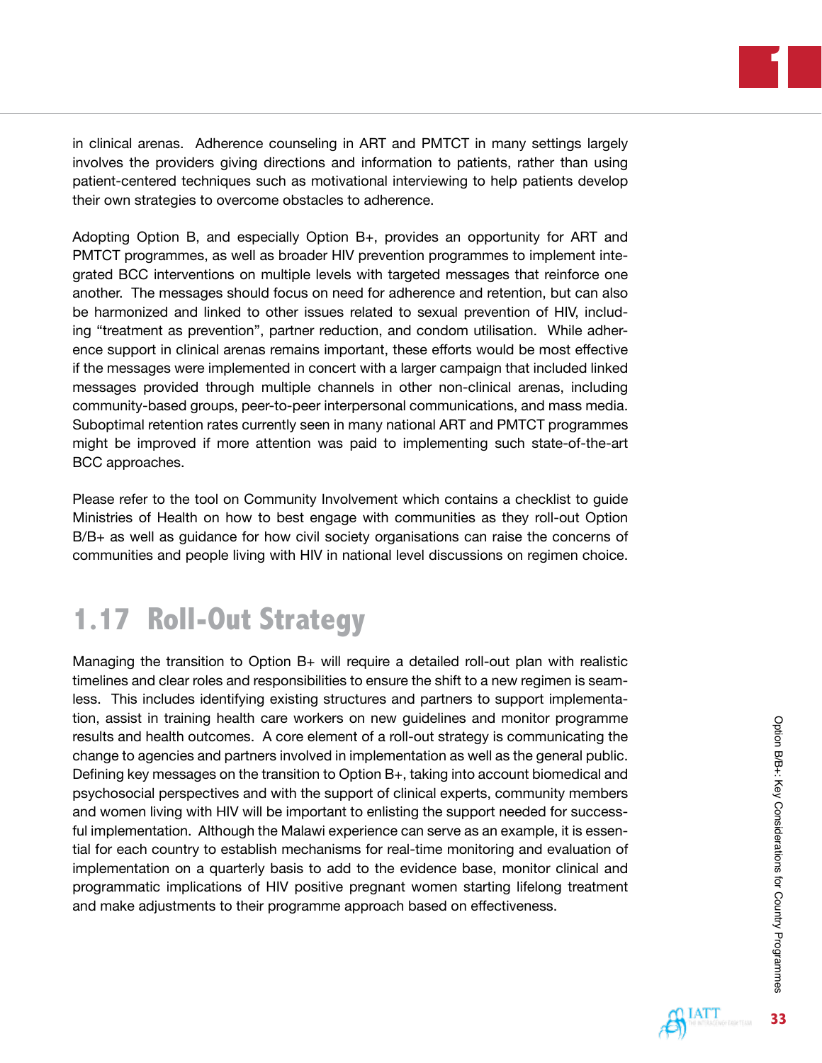in clinical arenas. Adherence counseling in ART and PMTCT in many settings largely involves the providers giving directions and information to patients, rather than using patient-centered techniques such as motivational interviewing to help patients develop their own strategies to overcome obstacles to adherence.

Adopting Option B, and especially Option B+, provides an opportunity for ART and PMTCT programmes, as well as broader HIV prevention programmes to implement integrated BCC interventions on multiple levels with targeted messages that reinforce one another. The messages should focus on need for adherence and retention, but can also be harmonized and linked to other issues related to sexual prevention of HIV, including "treatment as prevention", partner reduction, and condom utilisation. While adherence support in clinical arenas remains important, these efforts would be most effective if the messages were implemented in concert with a larger campaign that included linked messages provided through multiple channels in other non-clinical arenas, including community-based groups, peer-to-peer interpersonal communications, and mass media. Suboptimal retention rates currently seen in many national ART and PMTCT programmes might be improved if more attention was paid to implementing such state-of-the-art BCC approaches.

Please refer to the tool on Community Involvement which contains a checklist to guide Ministries of Health on how to best engage with communities as they roll-out Option B/B+ as well as guidance for how civil society organisations can raise the concerns of communities and people living with HIV in national level discussions on regimen choice.

## 1.17 Roll-Out Strategy

Managing the transition to Option B+ will require a detailed roll-out plan with realistic timelines and clear roles and responsibilities to ensure the shift to a new regimen is seamless. This includes identifying existing structures and partners to support implementation, assist in training health care workers on new guidelines and monitor programme results and health outcomes. A core element of a roll-out strategy is communicating the change to agencies and partners involved in implementation as well as the general public. Defining key messages on the transition to Option B+, taking into account biomedical and psychosocial perspectives and with the support of clinical experts, community members and women living with HIV will be important to enlisting the support needed for successful implementation. Although the Malawi experience can serve as an example, it is essential for each country to establish mechanisms for real-time monitoring and evaluation of implementation on a quarterly basis to add to the evidence base, monitor clinical and programmatic implications of HIV positive pregnant women starting lifelong treatment and make adjustments to their programme approach based on effectiveness.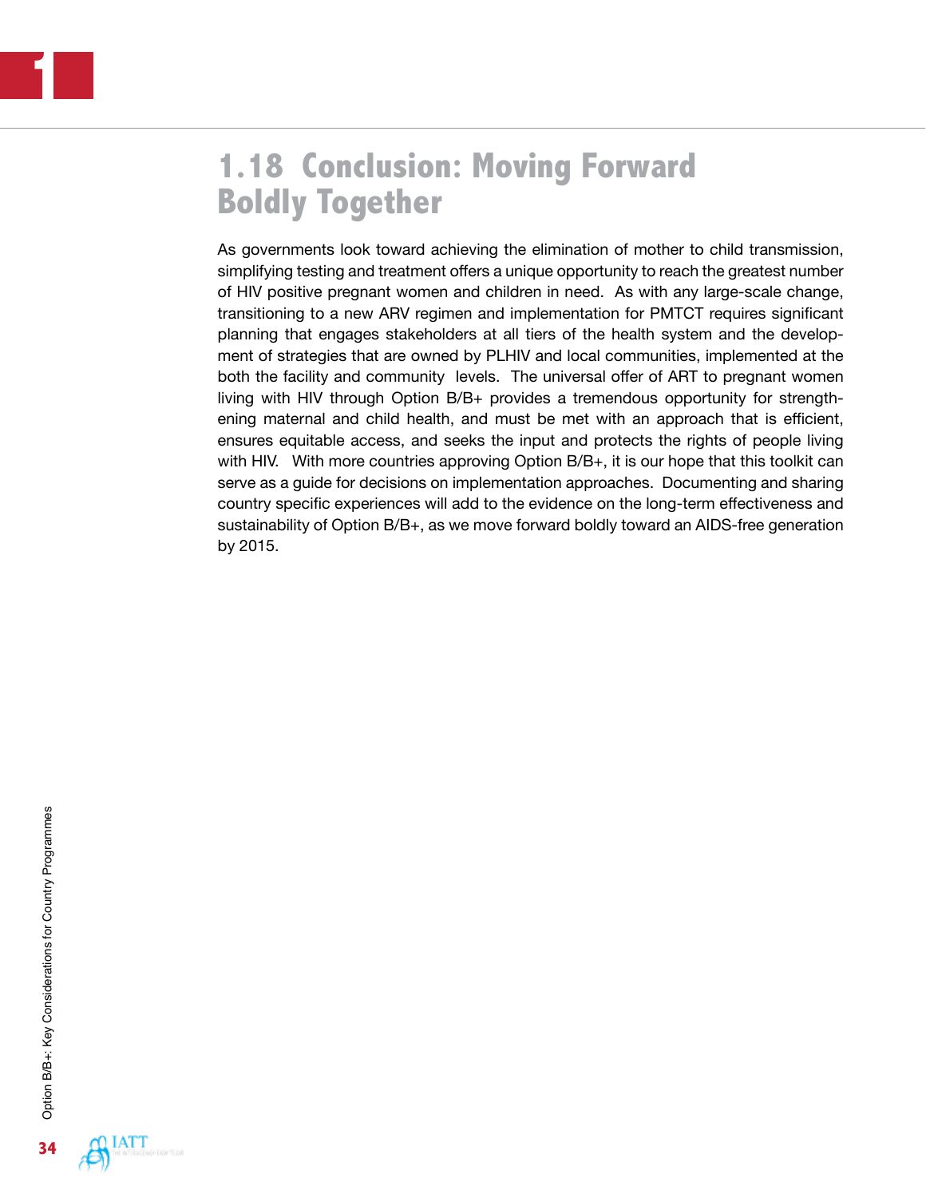## 1.18 Conclusion: Moving Forward Boldly Together

As governments look toward achieving the elimination of mother to child transmission, simplifying testing and treatment offers a unique opportunity to reach the greatest number of HIV positive pregnant women and children in need. As with any large-scale change, transitioning to a new ARV regimen and implementation for PMTCT requires significant planning that engages stakeholders at all tiers of the health system and the development of strategies that are owned by PLHIV and local communities, implemented at the both the facility and community levels. The universal offer of ART to pregnant women living with HIV through Option B/B+ provides a tremendous opportunity for strengthening maternal and child health, and must be met with an approach that is efficient, ensures equitable access, and seeks the input and protects the rights of people living with HIV. With more countries approving Option B/B+, it is our hope that this toolkit can serve as a guide for decisions on implementation approaches. Documenting and sharing country specific experiences will add to the evidence on the long-term effectiveness and sustainability of Option B/B+, as we move forward boldly toward an AIDS-free generation by 2015.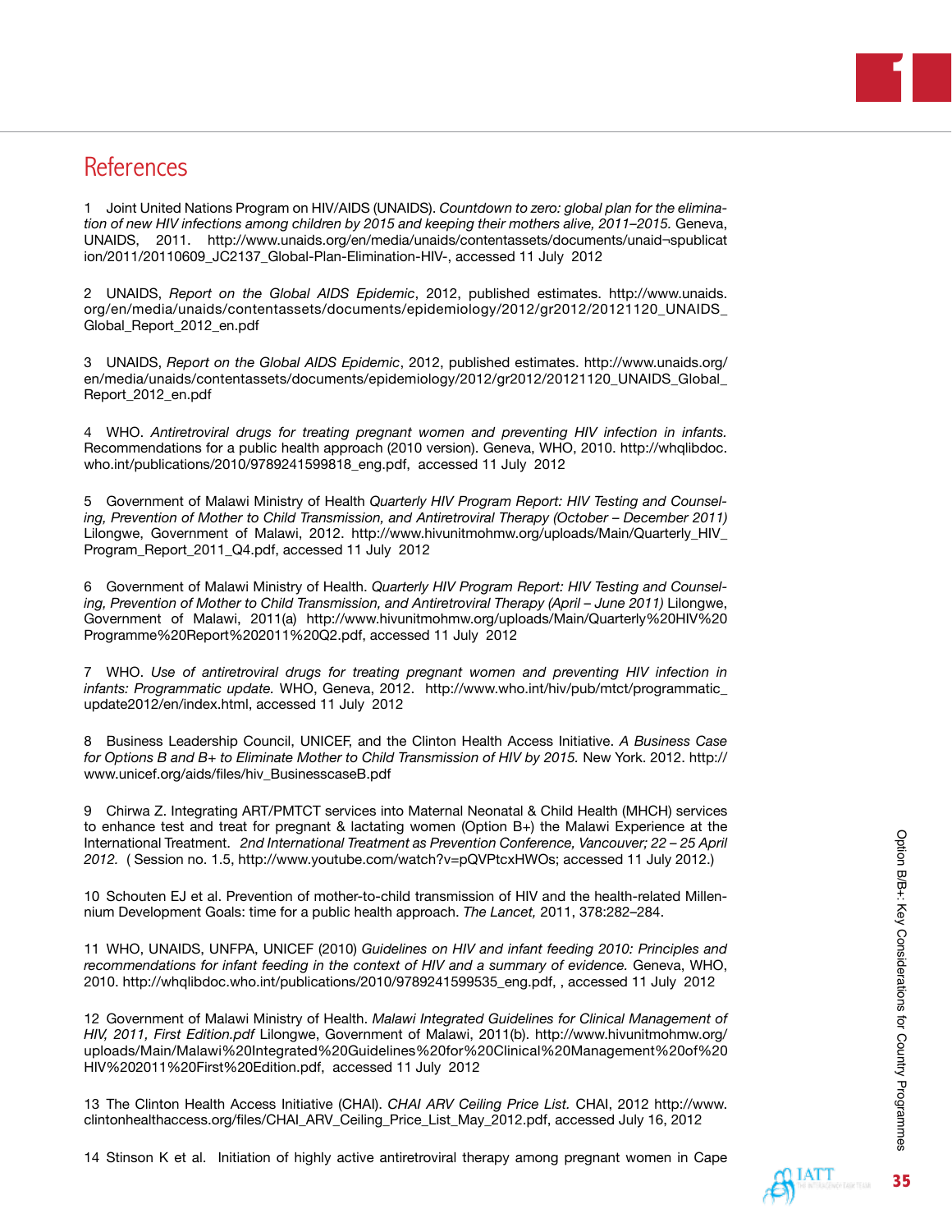## References

1 Joint United Nations Program on HIV/AIDS (UNAIDS). *Countdown to zero: global plan for the elimination of new HIV infections among children by 2015 and keeping their mothers alive, 2011–2015.* Geneva, UNAIDS, 2011. http://www.unaids.org/en/media/unaids/contentassets/documents/unaid¬spublication/2011/20110609_JC2137_Global-Plan-Elimination-HIV-, accessed 11 July 2012

2 UNAIDS, *Report on the Global AIDS Epidemic*, 2012, published estimates. http://www.unaids.org/en/media/unaids/contentassets/documents/epidemiology/2012/gr2012/20121120_UNAIDS_Global_Report_2012_en.pdf

3 UNAIDS, *Report on the Global AIDS Epidemic*, 2012, published estimates. http://www.unaids.org/en/media/unaids/contentassets/documents/epidemiology/2012/gr2012/20121120_UNAIDS_Global_Report_2012_en.pdf

4 WHO. *Antiretroviral drugs for treating pregnant women and preventing HIV infection in infants.* Recommendations for a public health approach (2010 version). Geneva, WHO, 2010. http://whqlibdoc.who.int/publications/2010/9789241599818_eng.pdf, accessed 11 July 2012

5 Government of Malawi Ministry of Health *Quarterly HIV Program Report: HIV Testing and Counseling, Prevention of Mother to Child Transmission, and Antiretroviral Therapy (October – December 2011)* Lilongwe, Government of Malawi, 2012. http://www.hivunitmohmw.org/uploads/Main/Quarterly_HIV_Program_Report_2011_Q4.pdf, accessed 11 July 2012

6 Government of Malawi Ministry of Health. *Quarterly HIV Program Report: HIV Testing and Counseling, Prevention of Mother to Child Transmission, and Antiretroviral Therapy (April – June 2011)* Lilongwe, Government of Malawi, 2011(a) http://www.hivunitmohmw.org/uploads/Main/Quarterly%20HIV%20Programme%20Report%202011%20Q2.pdf, accessed 11 July 2012

7 WHO. *Use of antiretroviral drugs for treating pregnant women and preventing HIV infection in infants: Programmatic update.* WHO, Geneva, 2012. http://www.who.int/hiv/pub/mtct/programmatic_update2012/en/index.html, accessed 11 July 2012

8 Business Leadership Council, UNICEF, and the Clinton Health Access Initiative. *A Business Case for Options B and B+ to Eliminate Mother to Child Transmission of HIV by 2015.* New York. 2012. http://www.unicef.org/aids/files/hiv_BusinesscaseB.pdf

9 Chirwa Z. Integrating ART/PMTCT services into Maternal Neonatal & Child Health (MHCH) services to enhance test and treat for pregnant & lactating women (Option B+) the Malawi Experience at the International Treatment. *2nd International Treatment as Prevention Conference, Vancouver; 22 – 25 April 2012.* ( Session no. 1.5, http://www.youtube.com/watch?v=pQVPtcxHWOs; accessed 11 July 2012.)

10 Schouten EJ et al. Prevention of mother-to-child transmission of HIV and the health-related Millennium Development Goals: time for a public health approach. *The Lancet,* 2011, 378:282–284.

11 WHO, UNAIDS, UNFPA, UNICEF (2010) *Guidelines on HIV and infant feeding 2010: Principles and recommendations for infant feeding in the context of HIV and a summary of evidence.* Geneva, WHO, 2010. http://whqlibdoc.who.int/publications/2010/9789241599535_eng.pdf, , accessed 11 July 2012

12 Government of Malawi Ministry of Health. *Malawi Integrated Guidelines for Clinical Management of HIV, 2011, First Edition.pdf* Lilongwe, Government of Malawi, 2011(b). http://www.hivunitmohmw.org/uploads/Main/Malawi%20Integrated%20Guidelines%20for%20Clinical%20Management%20of%20HIV%202011%20First%20Edition.pdf, accessed 11 July 2012

13 The Clinton Health Access Initiative (CHAI). *CHAI ARV Ceiling Price List.* CHAI, 2012 http://www.clintonhealthaccess.org/files/CHAI_ARV_Ceiling_Price_List_May_2012.pdf, accessed July 16, 2012

14 Stinson K et al. Initiation of highly active antiretroviral therapy among pregnant women in Cape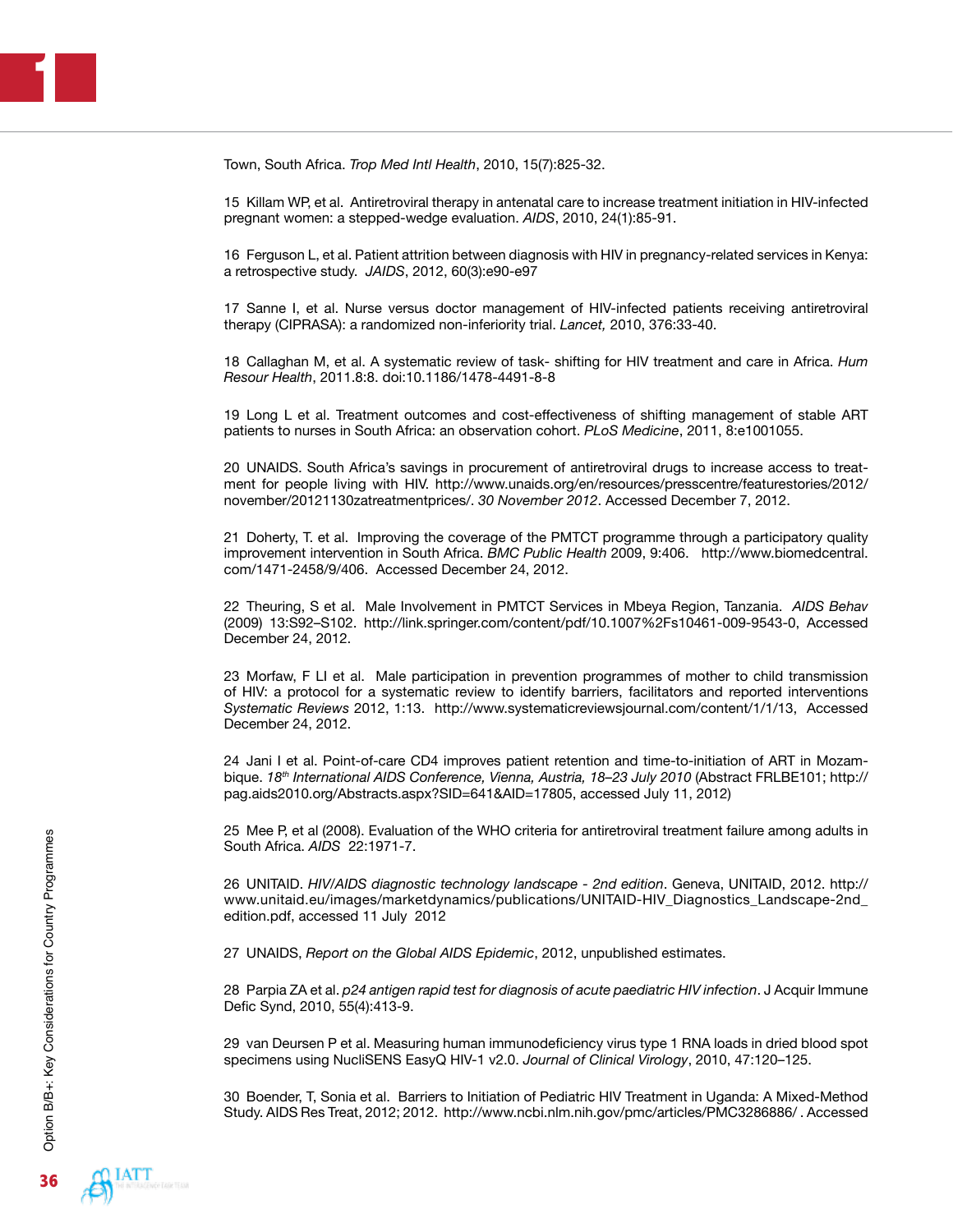Town, South Africa. *Trop Med Intl Health*, 2010, 15(7):825-32.

15 Killam WP, et al. Antiretroviral therapy in antenatal care to increase treatment initiation in HIV-infected pregnant women: a stepped-wedge evaluation. *AIDS*, 2010, 24(1):85-91.

16 Ferguson L, et al. Patient attrition between diagnosis with HIV in pregnancy-related services in Kenya: a retrospective study. *JAIDS*, 2012, 60(3):e90-e97

17 Sanne I, et al. Nurse versus doctor management of HIV-infected patients receiving antiretroviral therapy (CIPRASA): a randomized non-inferiority trial. *Lancet,* 2010, 376:33-40.

18 Callaghan M, et al. A systematic review of task- shifting for HIV treatment and care in Africa. *Hum Resour Health*, 2011.8:8. doi:10.1186/1478-4491-8-8

19 Long L et al. Treatment outcomes and cost-effectiveness of shifting management of stable ART patients to nurses in South Africa: an observation cohort. *PLoS Medicine*, 2011, 8:e1001055.

20 UNAIDS. South Africa's savings in procurement of antiretroviral drugs to increase access to treatment for people living with HIV. http://www.unaids.org/en/resources/presscentre/featurestories/2012/november/20121130zatreatmentprices/. *30 November 2012*. Accessed December 7, 2012.

21 Doherty, T. et al. Improving the coverage of the PMTCT programme through a participatory quality improvement intervention in South Africa. *BMC Public Health* 2009, 9:406. http://www.biomedcentral.com/1471-2458/9/406. Accessed December 24, 2012.

22 Theuring, S et al. Male Involvement in PMTCT Services in Mbeya Region, Tanzania. *AIDS Behav* (2009) 13:S92–S102. http://link.springer.com/content/pdf/10.1007%2Fs10461-009-9543-0, Accessed December 24, 2012.

23 Morfaw, F LI et al. Male participation in prevention programmes of mother to child transmission of HIV: a protocol for a systematic review to identify barriers, facilitators and reported interventions *Systematic Reviews* 2012, 1:13. http://www.systematicreviewsjournal.com/content/1/1/13, Accessed December 24, 2012.

24 Jani I et al. Point-of-care CD4 improves patient retention and time-to-initiation of ART in Mozambique. *18th International AIDS Conference, Vienna, Austria, 18–23 July 2010* (Abstract FRLBE101; http://pag.aids2010.org/Abstracts.aspx?SID=641&AID=17805, accessed July 11, 2012)

25 Mee P, et al (2008). Evaluation of the WHO criteria for antiretroviral treatment failure among adults in South Africa. *AIDS* 22:1971-7.

26 UNITAID. *HIV/AIDS diagnostic technology landscape - 2nd edition*. Geneva, UNITAID, 2012. http://www.unitaid.eu/images/marketdynamics/publications/UNITAID-HIV_Diagnostics_Landscape-2nd_edition.pdf, accessed 11 July 2012

27 UNAIDS, *Report on the Global AIDS Epidemic*, 2012, unpublished estimates.

28 Parpia ZA et al. *p24 antigen rapid test for diagnosis of acute paediatric HIV infection*. J Acquir Immune Defic Synd, 2010, 55(4):413-9.

29 van Deursen P et al. Measuring human immunodeficiency virus type 1 RNA loads in dried blood spot specimens using NucliSENS EasyQ HIV-1 v2.0. *Journal of Clinical Virology*, 2010, 47:120–125.

30 Boender, T, Sonia et al. Barriers to Initiation of Pediatric HIV Treatment in Uganda: A Mixed-Method Study. AIDS Res Treat, 2012; 2012. http://www.ncbi.nlm.nih.gov/pmc/articles/PMC3286886/ . Accessed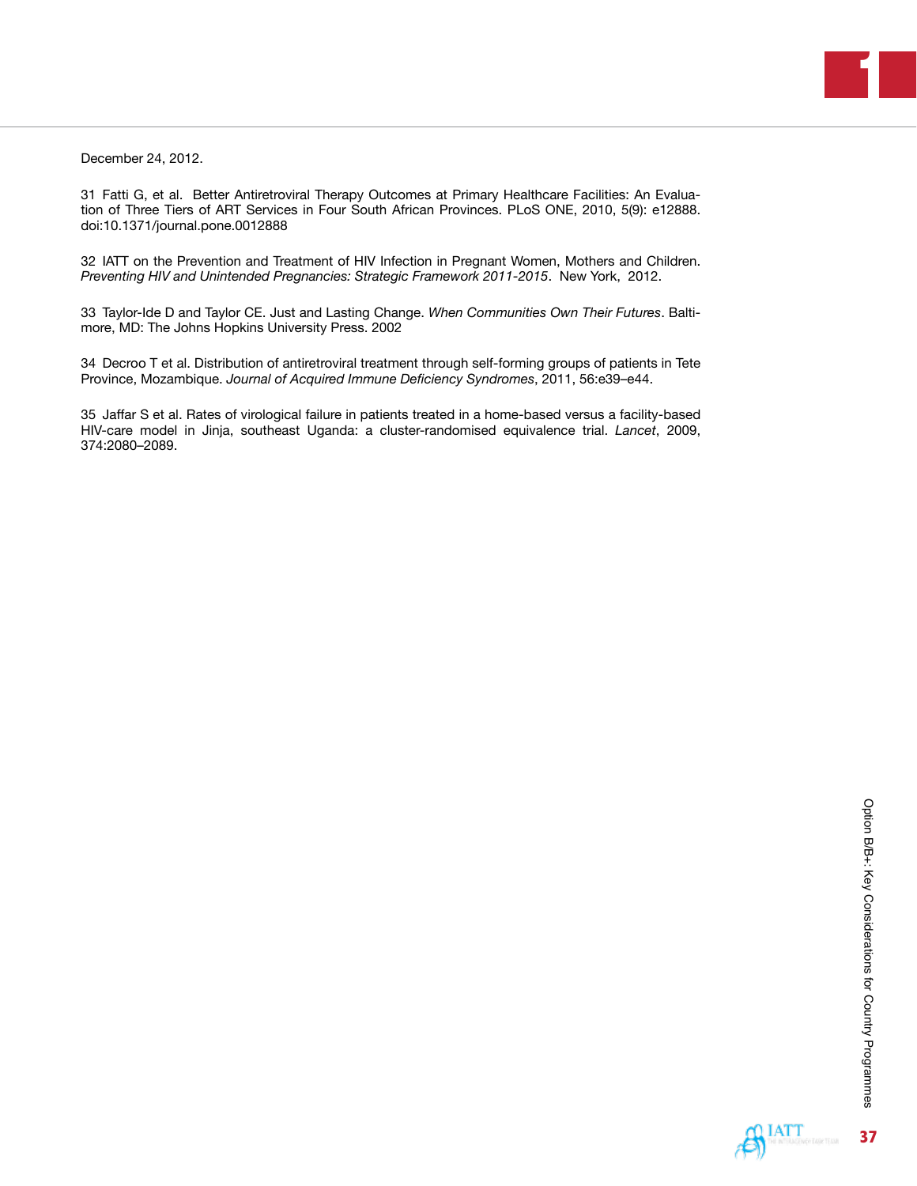December 24, 2012.

31 Fatti G, et al. Better Antiretroviral Therapy Outcomes at Primary Healthcare Facilities: An Evaluation of Three Tiers of ART Services in Four South African Provinces. PLoS ONE, 2010, 5(9): e12888. doi:10.1371/journal.pone.0012888

32 IATT on the Prevention and Treatment of HIV Infection in Pregnant Women, Mothers and Children. *Preventing HIV and Unintended Pregnancies: Strategic Framework 2011-2015*. New York, 2012.

33 Taylor-Ide D and Taylor CE. Just and Lasting Change. *When Communities Own Their Futures*. Baltimore, MD: The Johns Hopkins University Press. 2002

34 Decroo T et al. Distribution of antiretroviral treatment through self-forming groups of patients in Tete Province, Mozambique. *Journal of Acquired Immune Deficiency Syndromes*, 2011, 56:e39–e44.

35 Jaffar S et al. Rates of virological failure in patients treated in a home-based versus a facility-based HIV-care model in Jinja, southeast Uganda: a cluster-randomised equivalence trial. *Lancet*, 2009, 374:2080–2089.